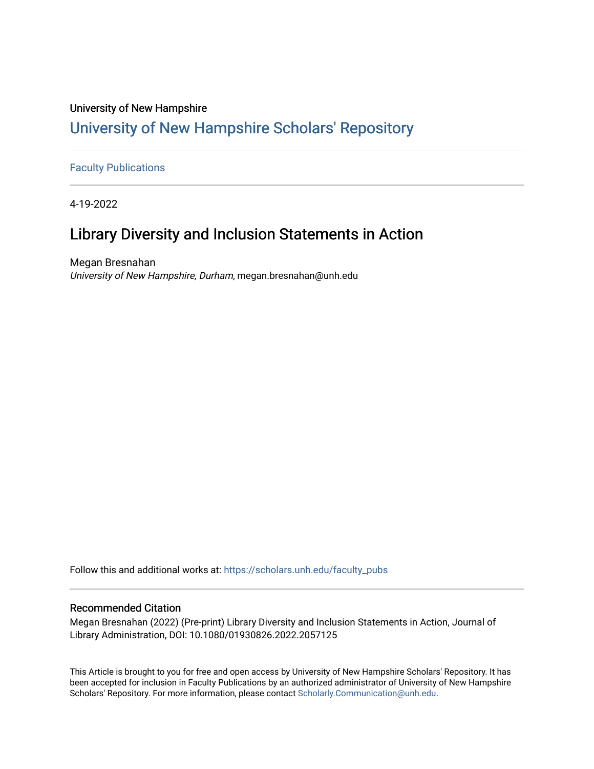University of New Hampshire

# University of New Hampshire Scholars' Repository

Faculty Publications

4-19-2022

## Library Diversity and Inclusion Statements in Action

Megan Bresnahan
*University of New Hampshire, Durham*, megan.bresnahan@unh.edu

Follow this and additional works at: https://scholars.unh.edu/faculty_pubs

### Recommended Citation

Megan Bresnahan (2022) (Pre-print) Library Diversity and Inclusion Statements in Action, Journal of Library Administration, DOI: 10.1080/01930826.2022.2057125

This Article is brought to you for free and open access by University of New Hampshire Scholars' Repository. It has been accepted for inclusion in Faculty Publications by an authorized administrator of University of New Hampshire Scholars' Repository. For more information, please contact Scholarly.Communication@unh.edu.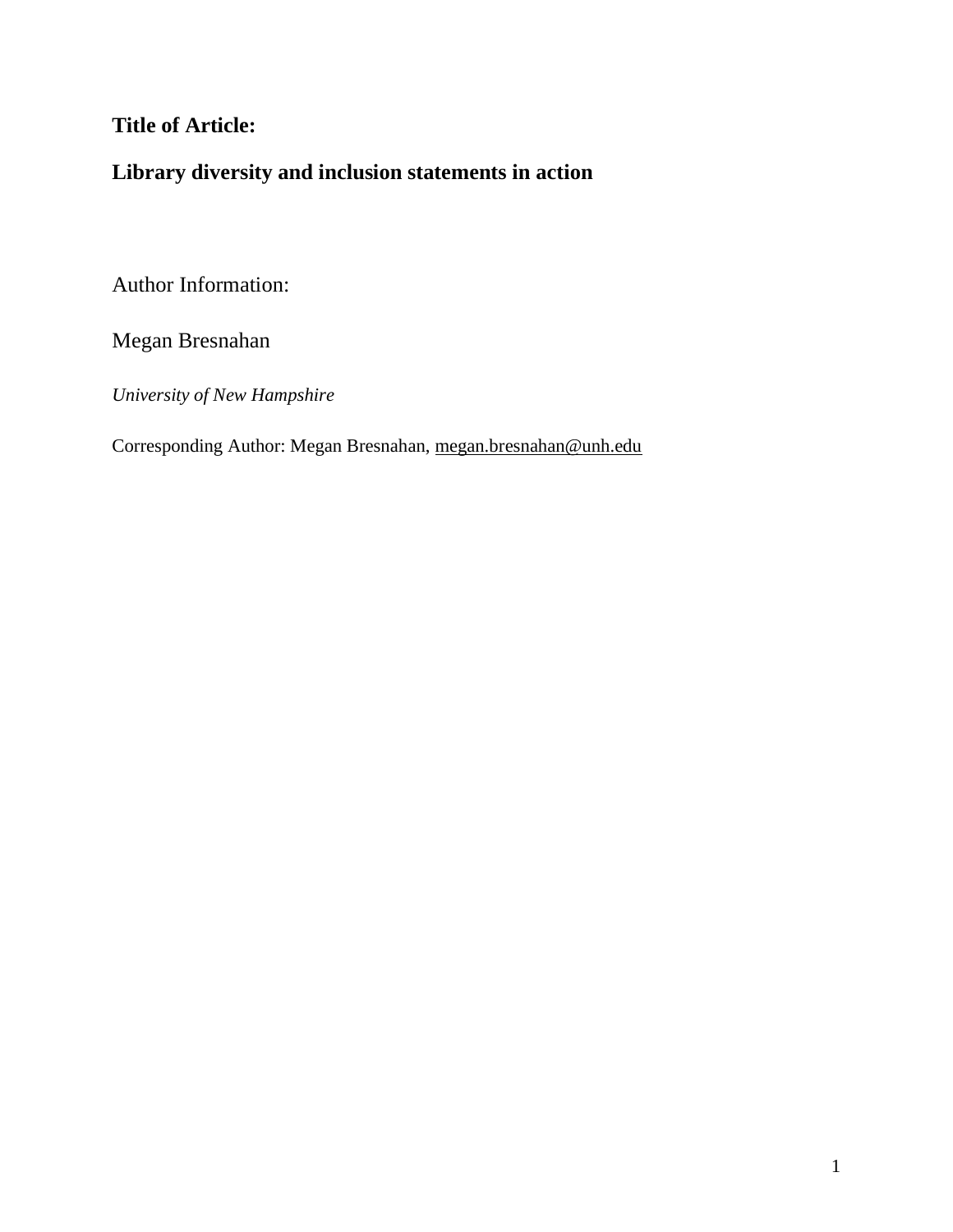**Title of Article:**

**Library diversity and inclusion statements in action**

Author Information:

Megan Bresnahan

*University of New Hampshire*

Corresponding Author: Megan Bresnahan, megan.bresnahan@unh.edu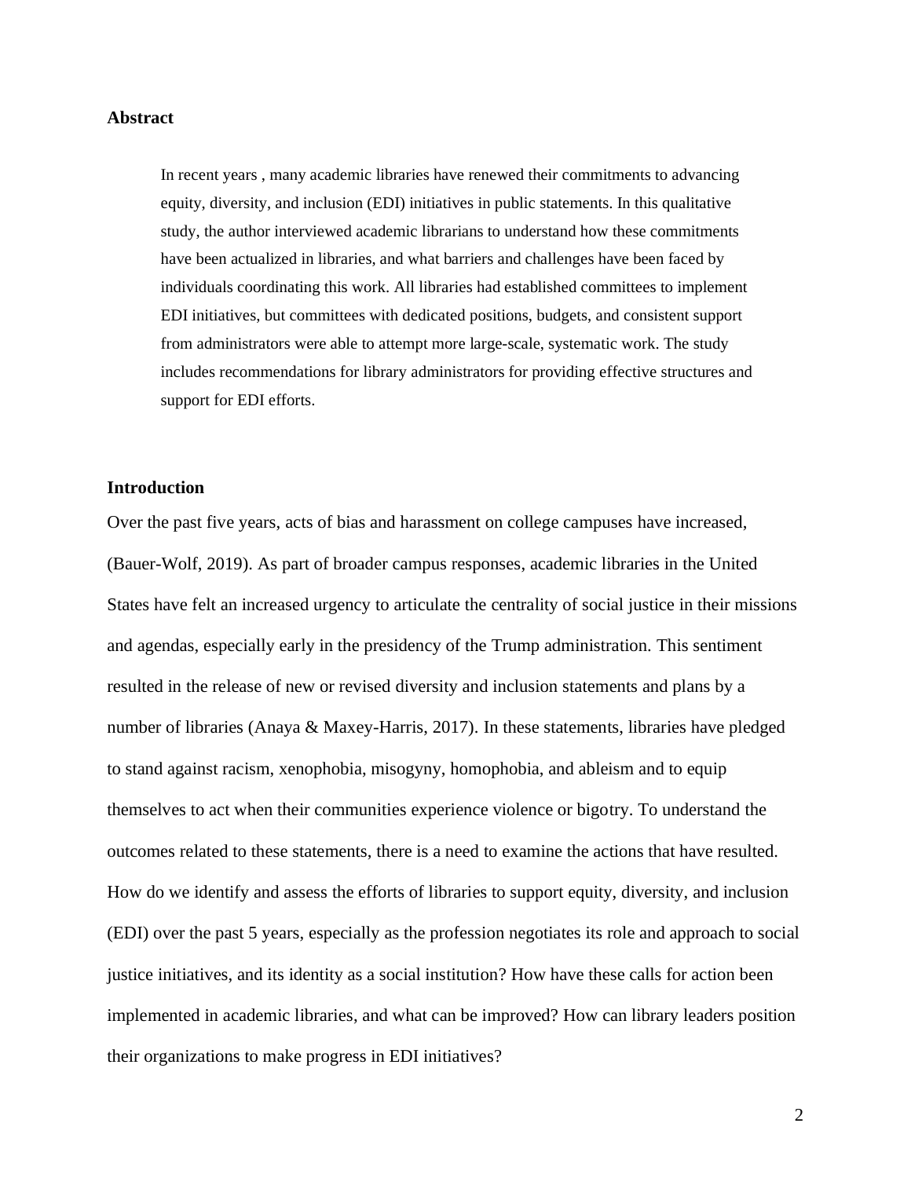## Abstract

> In recent years , many academic libraries have renewed their commitments to advancing equity, diversity, and inclusion (EDI) initiatives in public statements. In this qualitative study, the author interviewed academic librarians to understand how these commitments have been actualized in libraries, and what barriers and challenges have been faced by individuals coordinating this work. All libraries had established committees to implement EDI initiatives, but committees with dedicated positions, budgets, and consistent support from administrators were able to attempt more large-scale, systematic work. The study includes recommendations for library administrators for providing effective structures and support for EDI efforts.

## Introduction

Over the past five years, acts of bias and harassment on college campuses have increased, (Bauer-Wolf, 2019). As part of broader campus responses, academic libraries in the United States have felt an increased urgency to articulate the centrality of social justice in their missions and agendas, especially early in the presidency of the Trump administration. This sentiment resulted in the release of new or revised diversity and inclusion statements and plans by a number of libraries (Anaya & Maxey-Harris, 2017). In these statements, libraries have pledged to stand against racism, xenophobia, misogyny, homophobia, and ableism and to equip themselves to act when their communities experience violence or bigotry. To understand the outcomes related to these statements, there is a need to examine the actions that have resulted. How do we identify and assess the efforts of libraries to support equity, diversity, and inclusion (EDI) over the past 5 years, especially as the profession negotiates its role and approach to social justice initiatives, and its identity as a social institution? How have these calls for action been implemented in academic libraries, and what can be improved? How can library leaders position their organizations to make progress in EDI initiatives?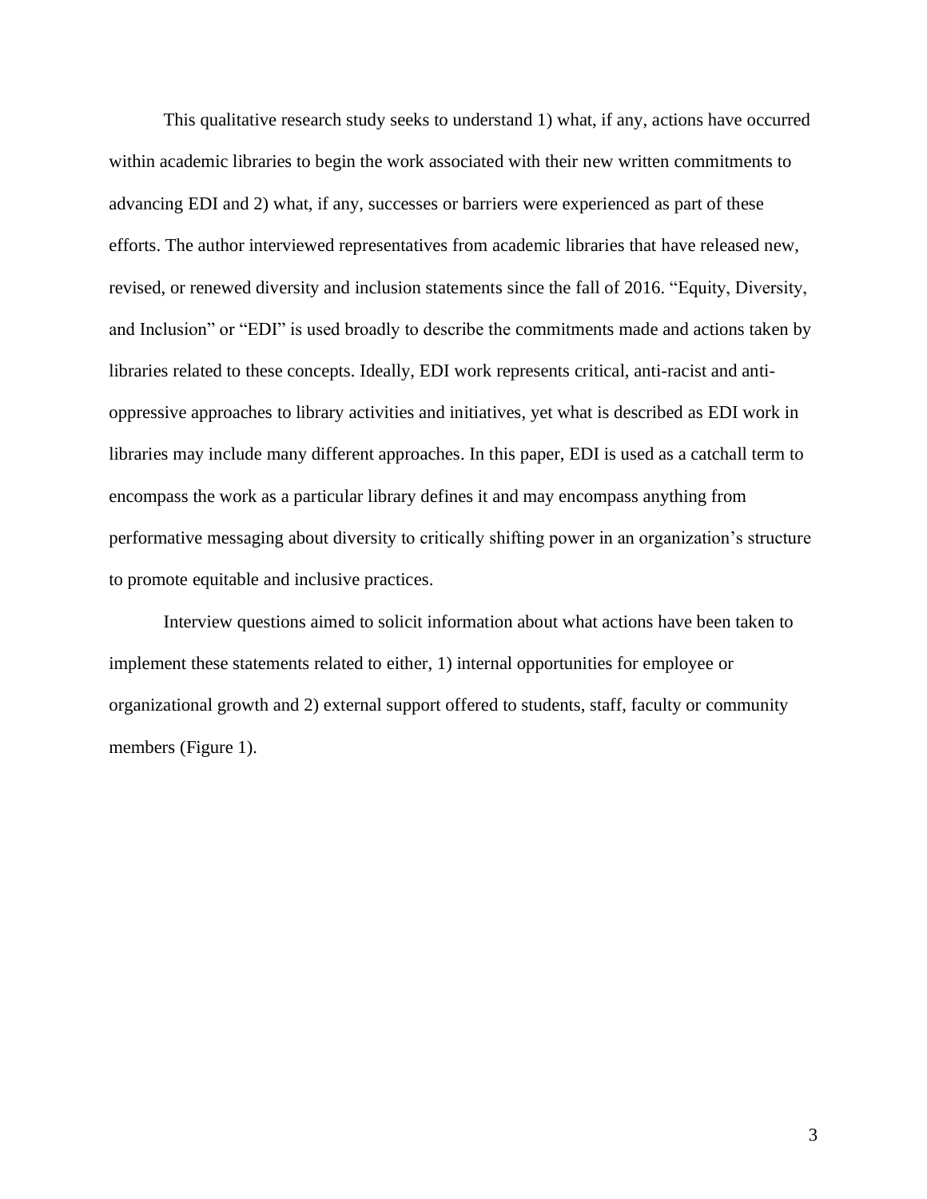This qualitative research study seeks to understand 1) what, if any, actions have occurred within academic libraries to begin the work associated with their new written commitments to advancing EDI and 2) what, if any, successes or barriers were experienced as part of these efforts. The author interviewed representatives from academic libraries that have released new, revised, or renewed diversity and inclusion statements since the fall of 2016. "Equity, Diversity, and Inclusion" or "EDI" is used broadly to describe the commitments made and actions taken by libraries related to these concepts. Ideally, EDI work represents critical, anti-racist and anti-oppressive approaches to library activities and initiatives, yet what is described as EDI work in libraries may include many different approaches. In this paper, EDI is used as a catchall term to encompass the work as a particular library defines it and may encompass anything from performative messaging about diversity to critically shifting power in an organization's structure to promote equitable and inclusive practices.

Interview questions aimed to solicit information about what actions have been taken to implement these statements related to either, 1) internal opportunities for employee or organizational growth and 2) external support offered to students, staff, faculty or community members (Figure 1).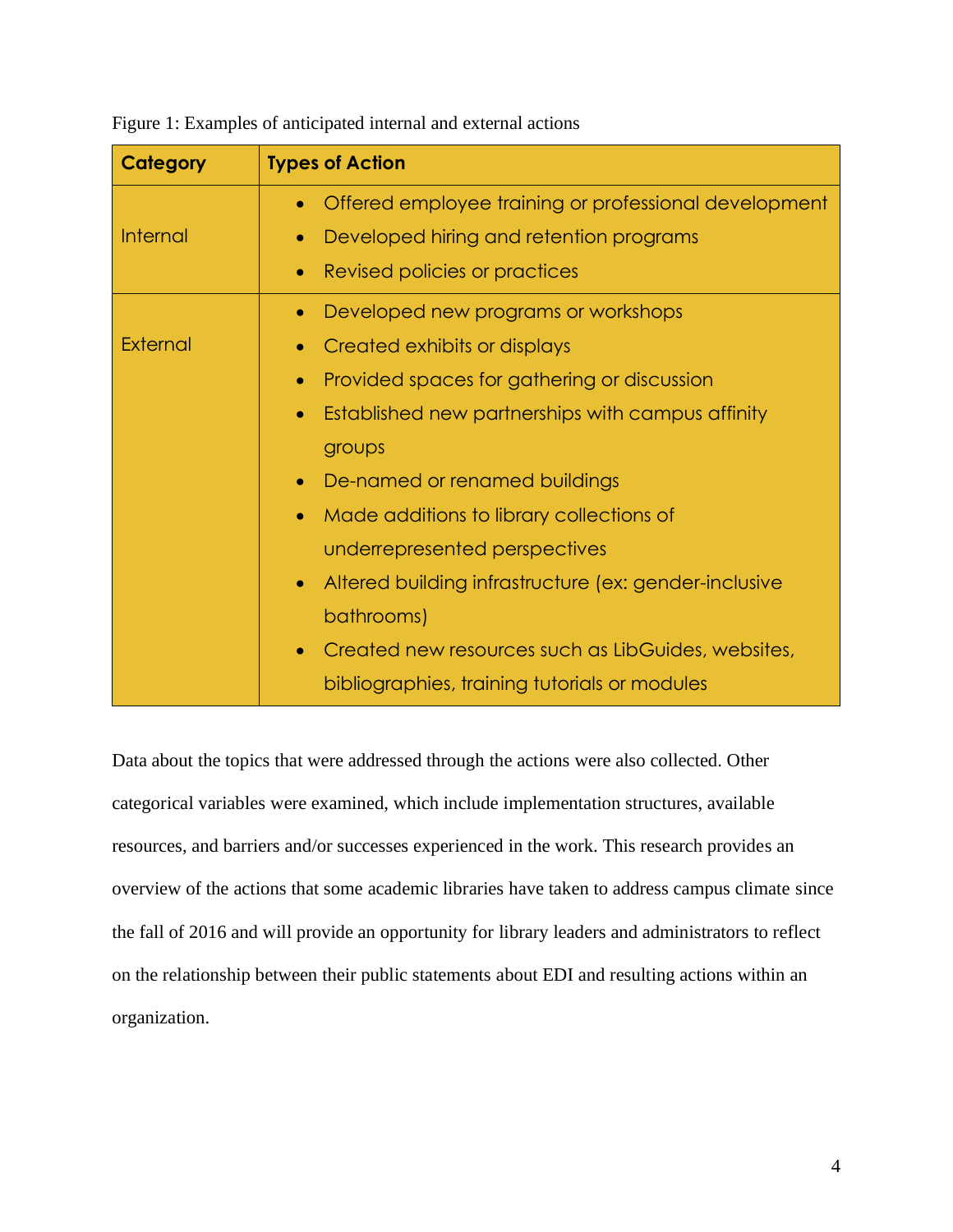Figure 1: Examples of anticipated internal and external actions

| Category | Types of Action |
| --- | --- |
| Internal | • Offered employee training or professional development<br>• Developed hiring and retention programs<br>• Revised policies or practices |
| External | • Developed new programs or workshops<br>• Created exhibits or displays<br>• Provided spaces for gathering or discussion<br>• Established new partnerships with campus affinity groups<br>• De-named or renamed buildings<br>• Made additions to library collections of underrepresented perspectives<br>• Altered building infrastructure (ex: gender-inclusive bathrooms)<br>• Created new resources such as LibGuides, websites, bibliographies, training tutorials or modules |

Data about the topics that were addressed through the actions were also collected. Other categorical variables were examined, which include implementation structures, available resources, and barriers and/or successes experienced in the work. This research provides an overview of the actions that some academic libraries have taken to address campus climate since the fall of 2016 and will provide an opportunity for library leaders and administrators to reflect on the relationship between their public statements about EDI and resulting actions within an organization.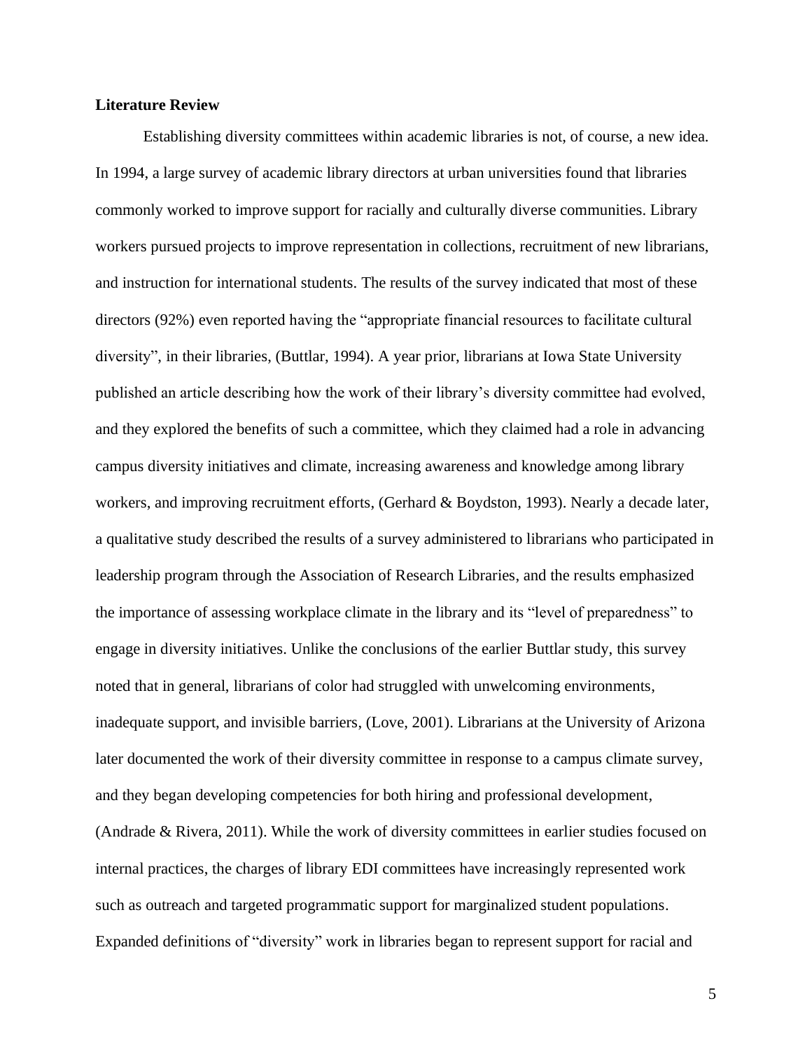**Literature Review**

Establishing diversity committees within academic libraries is not, of course, a new idea. In 1994, a large survey of academic library directors at urban universities found that libraries commonly worked to improve support for racially and culturally diverse communities. Library workers pursued projects to improve representation in collections, recruitment of new librarians, and instruction for international students. The results of the survey indicated that most of these directors (92%) even reported having the "appropriate financial resources to facilitate cultural diversity", in their libraries, (Buttlar, 1994). A year prior, librarians at Iowa State University published an article describing how the work of their library's diversity committee had evolved, and they explored the benefits of such a committee, which they claimed had a role in advancing campus diversity initiatives and climate, increasing awareness and knowledge among library workers, and improving recruitment efforts, (Gerhard & Boydston, 1993). Nearly a decade later, a qualitative study described the results of a survey administered to librarians who participated in leadership program through the Association of Research Libraries, and the results emphasized the importance of assessing workplace climate in the library and its "level of preparedness" to engage in diversity initiatives. Unlike the conclusions of the earlier Buttlar study, this survey noted that in general, librarians of color had struggled with unwelcoming environments, inadequate support, and invisible barriers, (Love, 2001). Librarians at the University of Arizona later documented the work of their diversity committee in response to a campus climate survey, and they began developing competencies for both hiring and professional development, (Andrade & Rivera, 2011). While the work of diversity committees in earlier studies focused on internal practices, the charges of library EDI committees have increasingly represented work such as outreach and targeted programmatic support for marginalized student populations. Expanded definitions of "diversity" work in libraries began to represent support for racial and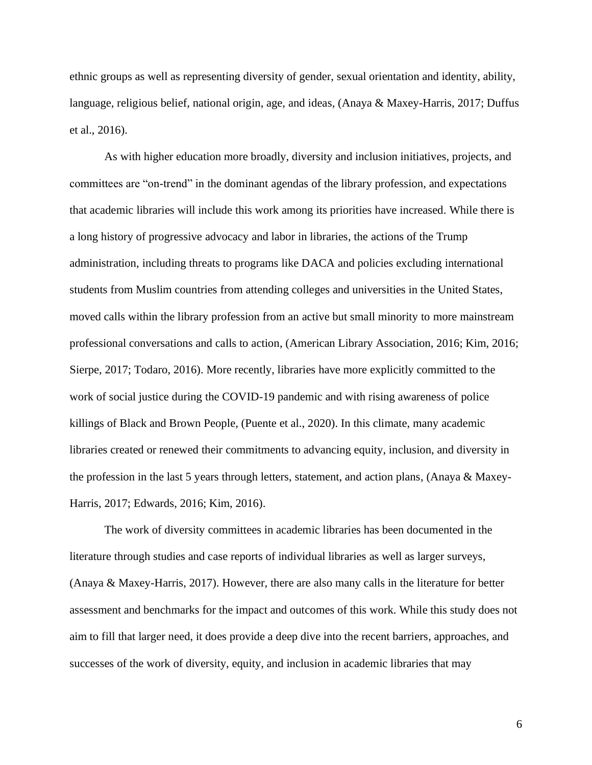ethnic groups as well as representing diversity of gender, sexual orientation and identity, ability, language, religious belief, national origin, age, and ideas, (Anaya & Maxey-Harris, 2017; Duffus et al., 2016).

As with higher education more broadly, diversity and inclusion initiatives, projects, and committees are "on-trend" in the dominant agendas of the library profession, and expectations that academic libraries will include this work among its priorities have increased. While there is a long history of progressive advocacy and labor in libraries, the actions of the Trump administration, including threats to programs like DACA and policies excluding international students from Muslim countries from attending colleges and universities in the United States, moved calls within the library profession from an active but small minority to more mainstream professional conversations and calls to action, (American Library Association, 2016; Kim, 2016; Sierpe, 2017; Todaro, 2016). More recently, libraries have more explicitly committed to the work of social justice during the COVID-19 pandemic and with rising awareness of police killings of Black and Brown People, (Puente et al., 2020). In this climate, many academic libraries created or renewed their commitments to advancing equity, inclusion, and diversity in the profession in the last 5 years through letters, statement, and action plans, (Anaya & Maxey-Harris, 2017; Edwards, 2016; Kim, 2016).

The work of diversity committees in academic libraries has been documented in the literature through studies and case reports of individual libraries as well as larger surveys, (Anaya & Maxey-Harris, 2017). However, there are also many calls in the literature for better assessment and benchmarks for the impact and outcomes of this work. While this study does not aim to fill that larger need, it does provide a deep dive into the recent barriers, approaches, and successes of the work of diversity, equity, and inclusion in academic libraries that may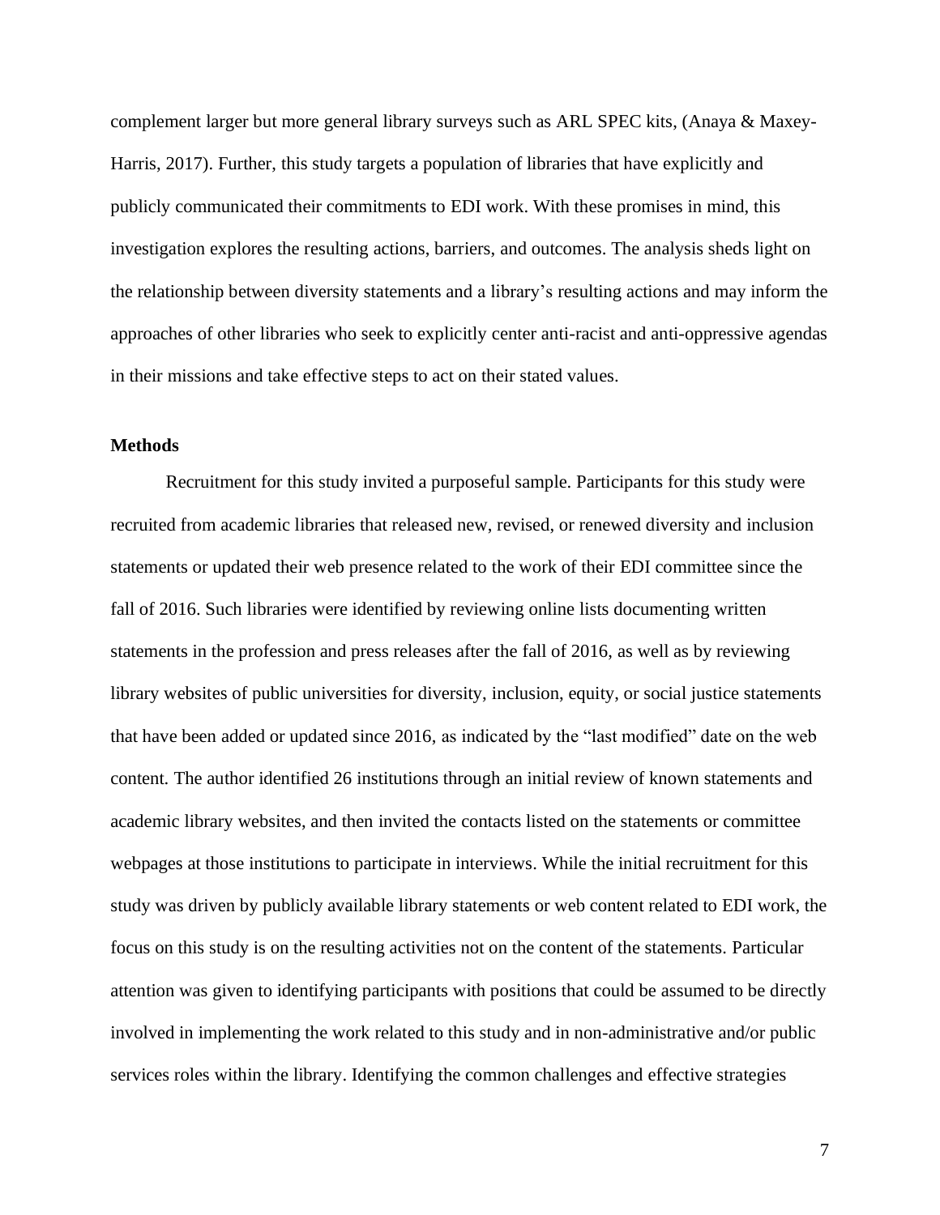complement larger but more general library surveys such as ARL SPEC kits, (Anaya & Maxey-Harris, 2017). Further, this study targets a population of libraries that have explicitly and publicly communicated their commitments to EDI work. With these promises in mind, this investigation explores the resulting actions, barriers, and outcomes. The analysis sheds light on the relationship between diversity statements and a library's resulting actions and may inform the approaches of other libraries who seek to explicitly center anti-racist and anti-oppressive agendas in their missions and take effective steps to act on their stated values.

## Methods

Recruitment for this study invited a purposeful sample. Participants for this study were recruited from academic libraries that released new, revised, or renewed diversity and inclusion statements or updated their web presence related to the work of their EDI committee since the fall of 2016. Such libraries were identified by reviewing online lists documenting written statements in the profession and press releases after the fall of 2016, as well as by reviewing library websites of public universities for diversity, inclusion, equity, or social justice statements that have been added or updated since 2016, as indicated by the "last modified" date on the web content. The author identified 26 institutions through an initial review of known statements and academic library websites, and then invited the contacts listed on the statements or committee webpages at those institutions to participate in interviews. While the initial recruitment for this study was driven by publicly available library statements or web content related to EDI work, the focus on this study is on the resulting activities not on the content of the statements. Particular attention was given to identifying participants with positions that could be assumed to be directly involved in implementing the work related to this study and in non-administrative and/or public services roles within the library. Identifying the common challenges and effective strategies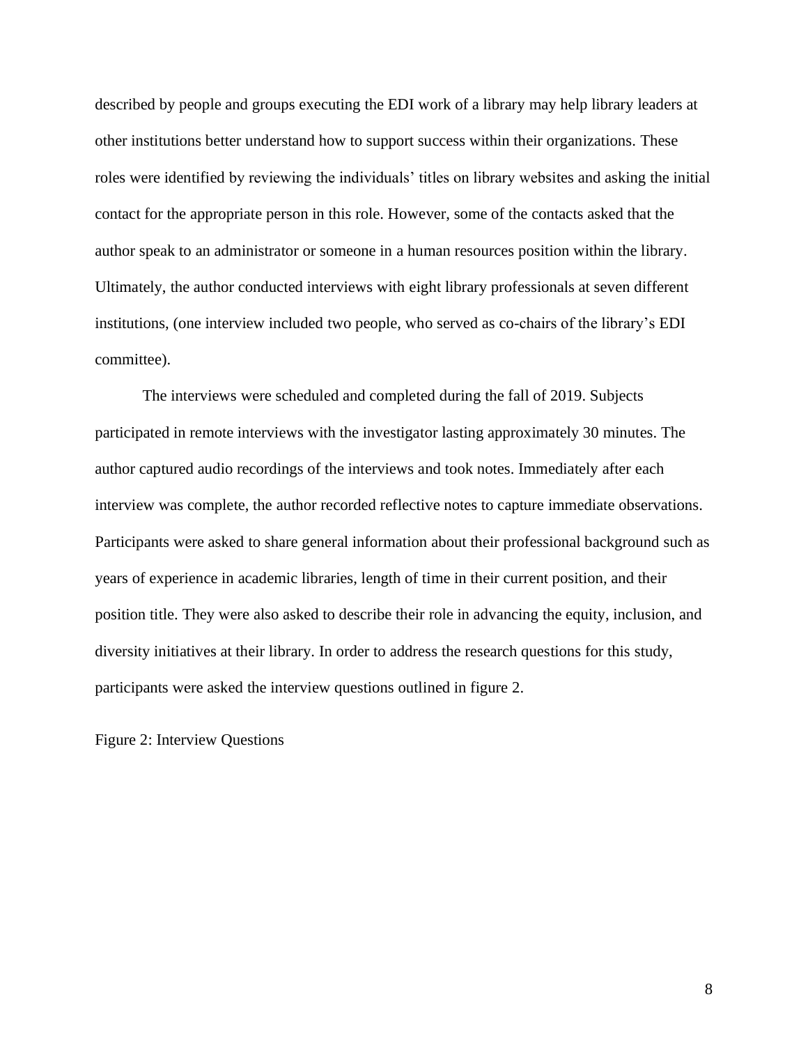described by people and groups executing the EDI work of a library may help library leaders at other institutions better understand how to support success within their organizations. These roles were identified by reviewing the individuals' titles on library websites and asking the initial contact for the appropriate person in this role. However, some of the contacts asked that the author speak to an administrator or someone in a human resources position within the library. Ultimately, the author conducted interviews with eight library professionals at seven different institutions, (one interview included two people, who served as co-chairs of the library's EDI committee).

The interviews were scheduled and completed during the fall of 2019. Subjects participated in remote interviews with the investigator lasting approximately 30 minutes. The author captured audio recordings of the interviews and took notes. Immediately after each interview was complete, the author recorded reflective notes to capture immediate observations. Participants were asked to share general information about their professional background such as years of experience in academic libraries, length of time in their current position, and their position title. They were also asked to describe their role in advancing the equity, inclusion, and diversity initiatives at their library. In order to address the research questions for this study, participants were asked the interview questions outlined in figure 2.

Figure 2: Interview Questions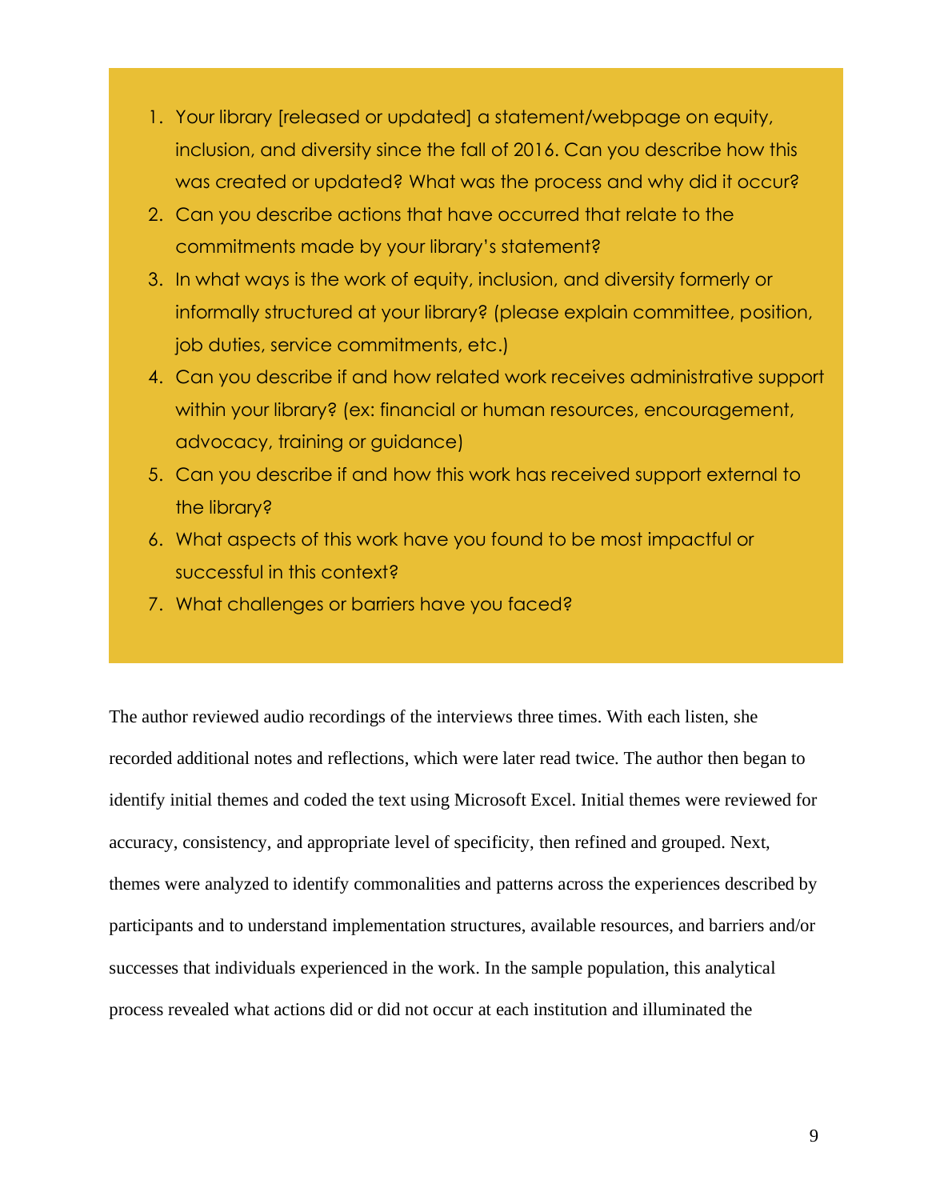1. Your library [released or updated] a statement/webpage on equity, inclusion, and diversity since the fall of 2016. Can you describe how this was created or updated? What was the process and why did it occur?
2. Can you describe actions that have occurred that relate to the commitments made by your library's statement?
3. In what ways is the work of equity, inclusion, and diversity formerly or informally structured at your library? (please explain committee, position, job duties, service commitments, etc.)
4. Can you describe if and how related work receives administrative support within your library? (ex: financial or human resources, encouragement, advocacy, training or guidance)
5. Can you describe if and how this work has received support external to the library?
6. What aspects of this work have you found to be most impactful or successful in this context?
7. What challenges or barriers have you faced?

The author reviewed audio recordings of the interviews three times. With each listen, she recorded additional notes and reflections, which were later read twice. The author then began to identify initial themes and coded the text using Microsoft Excel. Initial themes were reviewed for accuracy, consistency, and appropriate level of specificity, then refined and grouped. Next, themes were analyzed to identify commonalities and patterns across the experiences described by participants and to understand implementation structures, available resources, and barriers and/or successes that individuals experienced in the work. In the sample population, this analytical process revealed what actions did or did not occur at each institution and illuminated the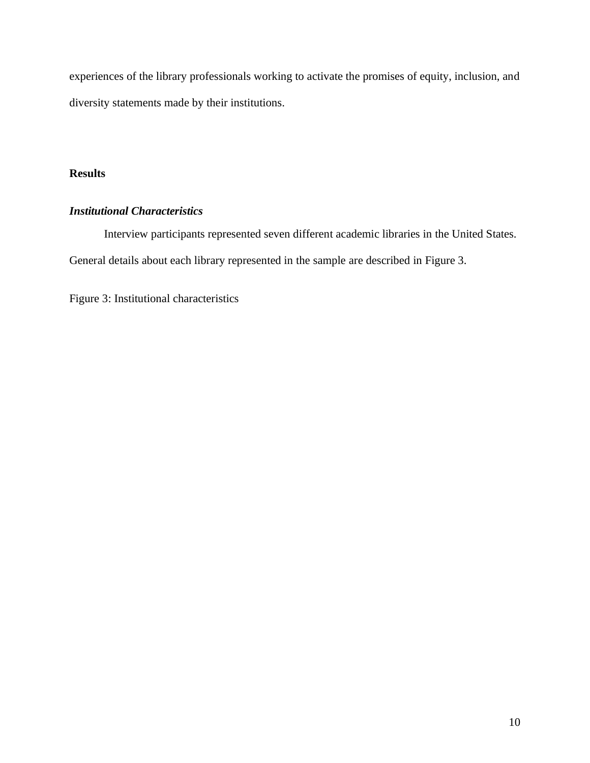experiences of the library professionals working to activate the promises of equity, inclusion, and diversity statements made by their institutions.

## Results

### *Institutional Characteristics*

Interview participants represented seven different academic libraries in the United States. General details about each library represented in the sample are described in Figure 3.

Figure 3: Institutional characteristics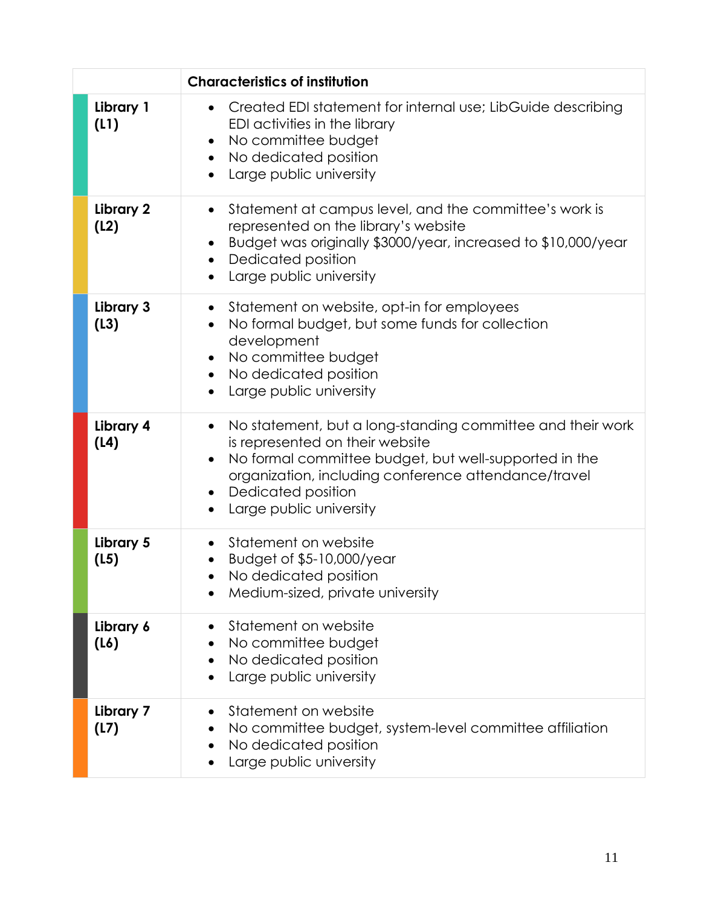| | Characteristics of institution |
|---|---|
| **Library 1 (L1)** | • Created EDI statement for internal use; LibGuide describing EDI activities in the library<br>• No committee budget<br>• No dedicated position<br>• Large public university |
| **Library 2 (L2)** | • Statement at campus level, and the committee's work is represented on the library's website<br>• Budget was originally $3000/year, increased to $10,000/year<br>• Dedicated position<br>• Large public university |
| **Library 3 (L3)** | • Statement on website, opt-in for employees<br>• No formal budget, but some funds for collection development<br>• No committee budget<br>• No dedicated position<br>• Large public university |
| **Library 4 (L4)** | • No statement, but a long-standing committee and their work is represented on their website<br>• No formal committee budget, but well-supported in the organization, including conference attendance/travel<br>• Dedicated position<br>• Large public university |
| **Library 5 (L5)** | • Statement on website<br>• Budget of $5-10,000/year<br>• No dedicated position<br>• Medium-sized, private university |
| **Library 6 (L6)** | • Statement on website<br>• No committee budget<br>• No dedicated position<br>• Large public university |
| **Library 7 (L7)** | • Statement on website<br>• No committee budget, system-level committee affiliation<br>• No dedicated position<br>• Large public university |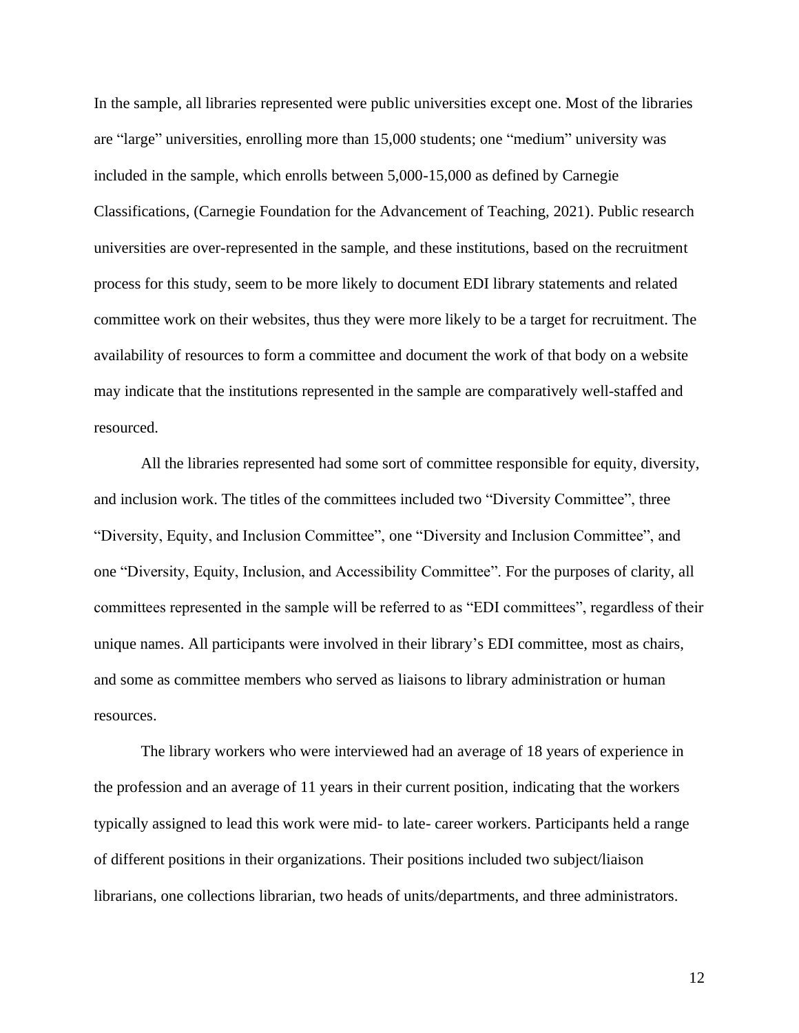In the sample, all libraries represented were public universities except one. Most of the libraries are "large" universities, enrolling more than 15,000 students; one "medium" university was included in the sample, which enrolls between 5,000-15,000 as defined by Carnegie Classifications, (Carnegie Foundation for the Advancement of Teaching, 2021). Public research universities are over-represented in the sample, and these institutions, based on the recruitment process for this study, seem to be more likely to document EDI library statements and related committee work on their websites, thus they were more likely to be a target for recruitment. The availability of resources to form a committee and document the work of that body on a website may indicate that the institutions represented in the sample are comparatively well-staffed and resourced.

All the libraries represented had some sort of committee responsible for equity, diversity, and inclusion work. The titles of the committees included two "Diversity Committee", three "Diversity, Equity, and Inclusion Committee", one "Diversity and Inclusion Committee", and one "Diversity, Equity, Inclusion, and Accessibility Committee". For the purposes of clarity, all committees represented in the sample will be referred to as "EDI committees", regardless of their unique names. All participants were involved in their library's EDI committee, most as chairs, and some as committee members who served as liaisons to library administration or human resources.

The library workers who were interviewed had an average of 18 years of experience in the profession and an average of 11 years in their current position, indicating that the workers typically assigned to lead this work were mid- to late- career workers. Participants held a range of different positions in their organizations. Their positions included two subject/liaison librarians, one collections librarian, two heads of units/departments, and three administrators.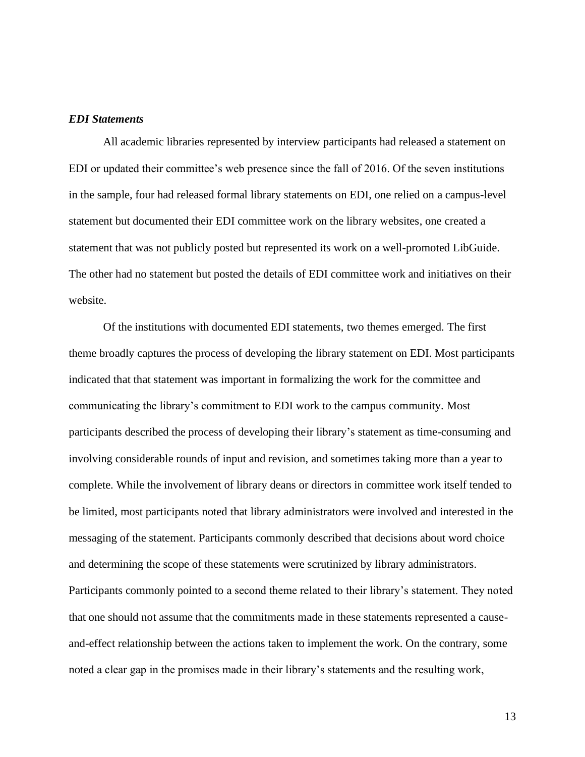### ***EDI Statements***

All academic libraries represented by interview participants had released a statement on EDI or updated their committee's web presence since the fall of 2016. Of the seven institutions in the sample, four had released formal library statements on EDI, one relied on a campus-level statement but documented their EDI committee work on the library websites, one created a statement that was not publicly posted but represented its work on a well-promoted LibGuide. The other had no statement but posted the details of EDI committee work and initiatives on their website.

Of the institutions with documented EDI statements, two themes emerged. The first theme broadly captures the process of developing the library statement on EDI. Most participants indicated that that statement was important in formalizing the work for the committee and communicating the library's commitment to EDI work to the campus community. Most participants described the process of developing their library's statement as time-consuming and involving considerable rounds of input and revision, and sometimes taking more than a year to complete. While the involvement of library deans or directors in committee work itself tended to be limited, most participants noted that library administrators were involved and interested in the messaging of the statement. Participants commonly described that decisions about word choice and determining the scope of these statements were scrutinized by library administrators. Participants commonly pointed to a second theme related to their library's statement. They noted that one should not assume that the commitments made in these statements represented a cause-and-effect relationship between the actions taken to implement the work. On the contrary, some noted a clear gap in the promises made in their library's statements and the resulting work,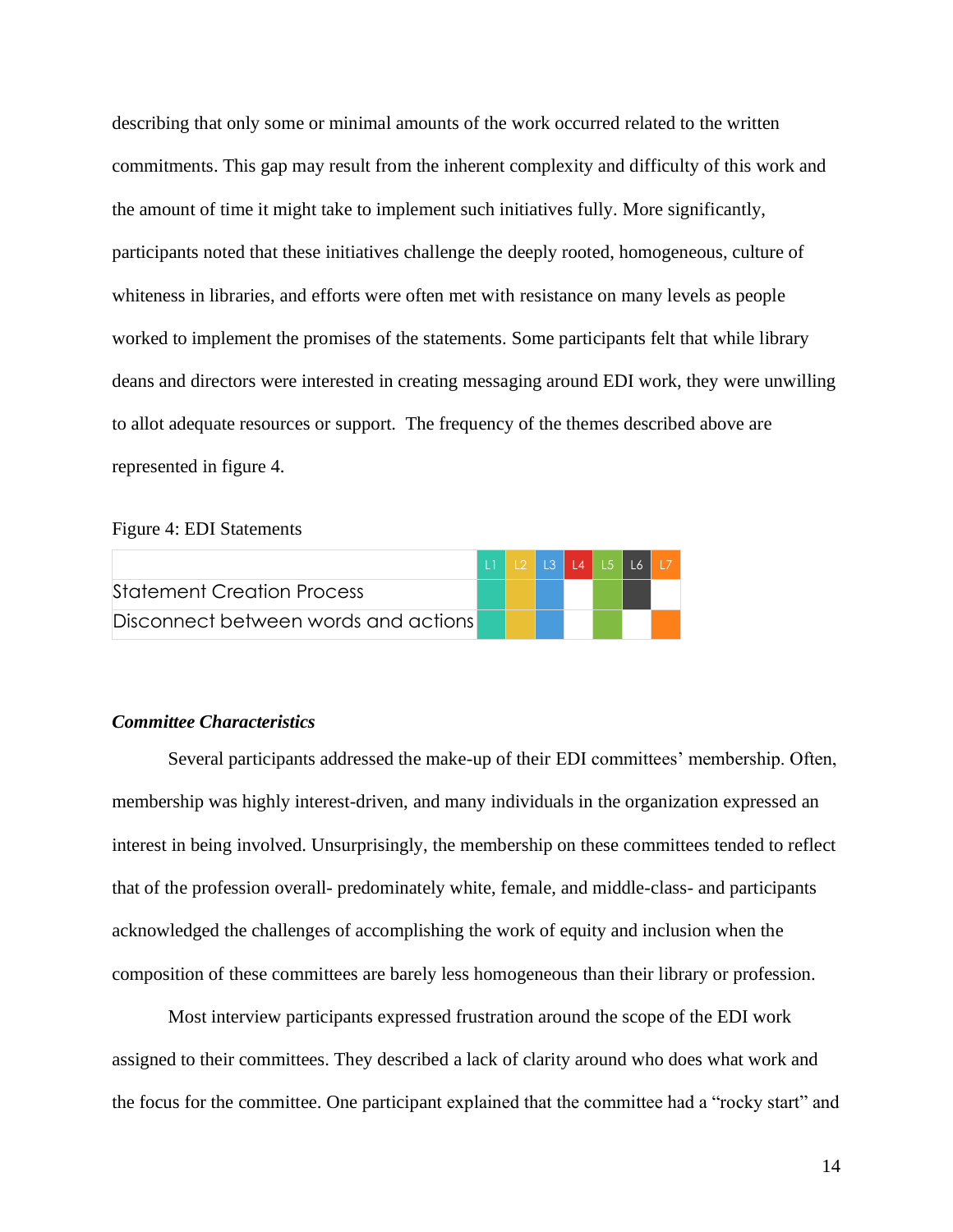describing that only some or minimal amounts of the work occurred related to the written commitments. This gap may result from the inherent complexity and difficulty of this work and the amount of time it might take to implement such initiatives fully. More significantly, participants noted that these initiatives challenge the deeply rooted, homogeneous, culture of whiteness in libraries, and efforts were often met with resistance on many levels as people worked to implement the promises of the statements. Some participants felt that while library deans and directors were interested in creating messaging around EDI work, they were unwilling to allot adequate resources or support. The frequency of the themes described above are represented in figure 4.

Figure 4: EDI Statements

| | L1 | L2 | L3 | L4 | L5 | L6 | L7 |
|---|---|---|---|---|---|---|---|
| Statement Creation Process | ■ | ■ | ■ | | ■ | ■ | |
| Disconnect between words and actions | ■ | ■ | ■ | | ■ | | ■ |

### *Committee Characteristics*

Several participants addressed the make-up of their EDI committees' membership. Often, membership was highly interest-driven, and many individuals in the organization expressed an interest in being involved. Unsurprisingly, the membership on these committees tended to reflect that of the profession overall- predominately white, female, and middle-class- and participants acknowledged the challenges of accomplishing the work of equity and inclusion when the composition of these committees are barely less homogeneous than their library or profession.

Most interview participants expressed frustration around the scope of the EDI work assigned to their committees. They described a lack of clarity around who does what work and the focus for the committee. One participant explained that the committee had a "rocky start" and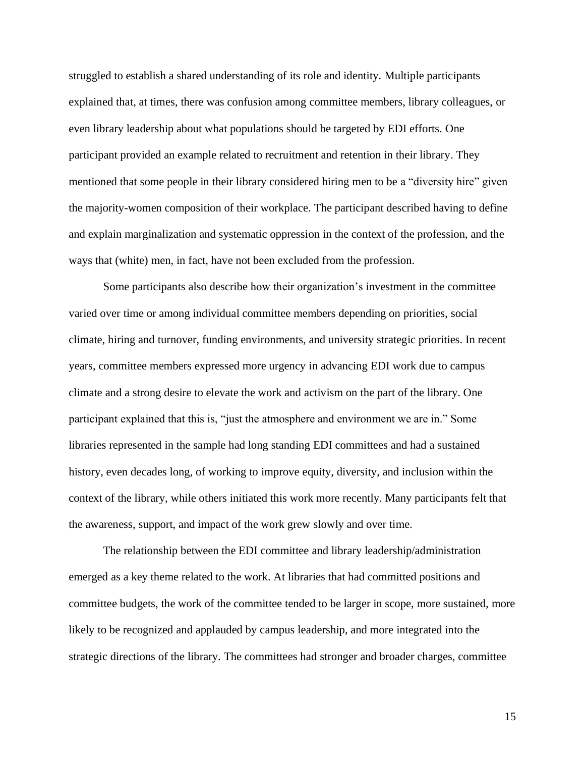struggled to establish a shared understanding of its role and identity. Multiple participants explained that, at times, there was confusion among committee members, library colleagues, or even library leadership about what populations should be targeted by EDI efforts. One participant provided an example related to recruitment and retention in their library. They mentioned that some people in their library considered hiring men to be a "diversity hire" given the majority-women composition of their workplace. The participant described having to define and explain marginalization and systematic oppression in the context of the profession, and the ways that (white) men, in fact, have not been excluded from the profession.

Some participants also describe how their organization's investment in the committee varied over time or among individual committee members depending on priorities, social climate, hiring and turnover, funding environments, and university strategic priorities. In recent years, committee members expressed more urgency in advancing EDI work due to campus climate and a strong desire to elevate the work and activism on the part of the library. One participant explained that this is, "just the atmosphere and environment we are in." Some libraries represented in the sample had long standing EDI committees and had a sustained history, even decades long, of working to improve equity, diversity, and inclusion within the context of the library, while others initiated this work more recently. Many participants felt that the awareness, support, and impact of the work grew slowly and over time.

The relationship between the EDI committee and library leadership/administration emerged as a key theme related to the work. At libraries that had committed positions and committee budgets, the work of the committee tended to be larger in scope, more sustained, more likely to be recognized and applauded by campus leadership, and more integrated into the strategic directions of the library. The committees had stronger and broader charges, committee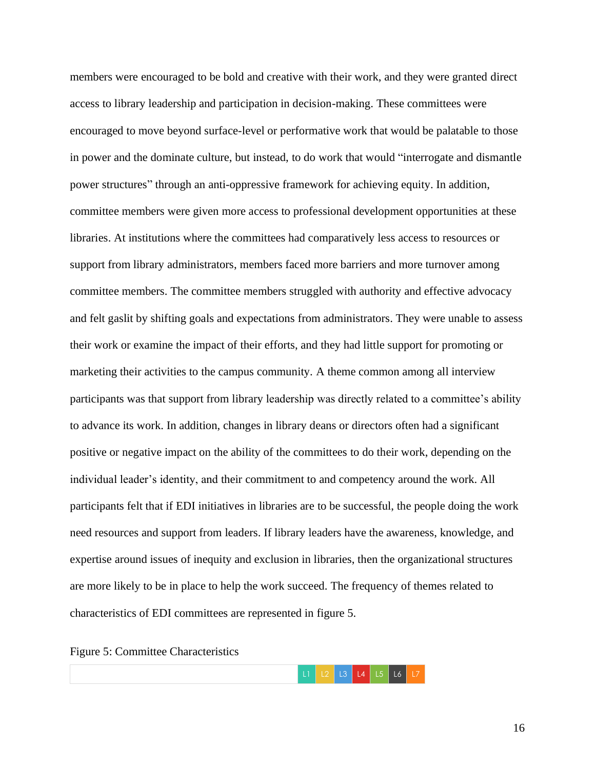members were encouraged to be bold and creative with their work, and they were granted direct access to library leadership and participation in decision-making. These committees were encouraged to move beyond surface-level or performative work that would be palatable to those in power and the dominate culture, but instead, to do work that would "interrogate and dismantle power structures" through an anti-oppressive framework for achieving equity. In addition, committee members were given more access to professional development opportunities at these libraries. At institutions where the committees had comparatively less access to resources or support from library administrators, members faced more barriers and more turnover among committee members. The committee members struggled with authority and effective advocacy and felt gaslit by shifting goals and expectations from administrators. They were unable to assess their work or examine the impact of their efforts, and they had little support for promoting or marketing their activities to the campus community. A theme common among all interview participants was that support from library leadership was directly related to a committee's ability to advance its work. In addition, changes in library deans or directors often had a significant positive or negative impact on the ability of the committees to do their work, depending on the individual leader's identity, and their commitment to and competency around the work. All participants felt that if EDI initiatives in libraries are to be successful, the people doing the work need resources and support from leaders. If library leaders have the awareness, knowledge, and expertise around issues of inequity and exclusion in libraries, then the organizational structures are more likely to be in place to help the work succeed. The frequency of themes related to characteristics of EDI committees are represented in figure 5.

Figure 5: Committee Characteristics

| | L1 | L2 | L3 | L4 | L5 | L6 | L7 |
|---|---|---|---|---|---|---|---|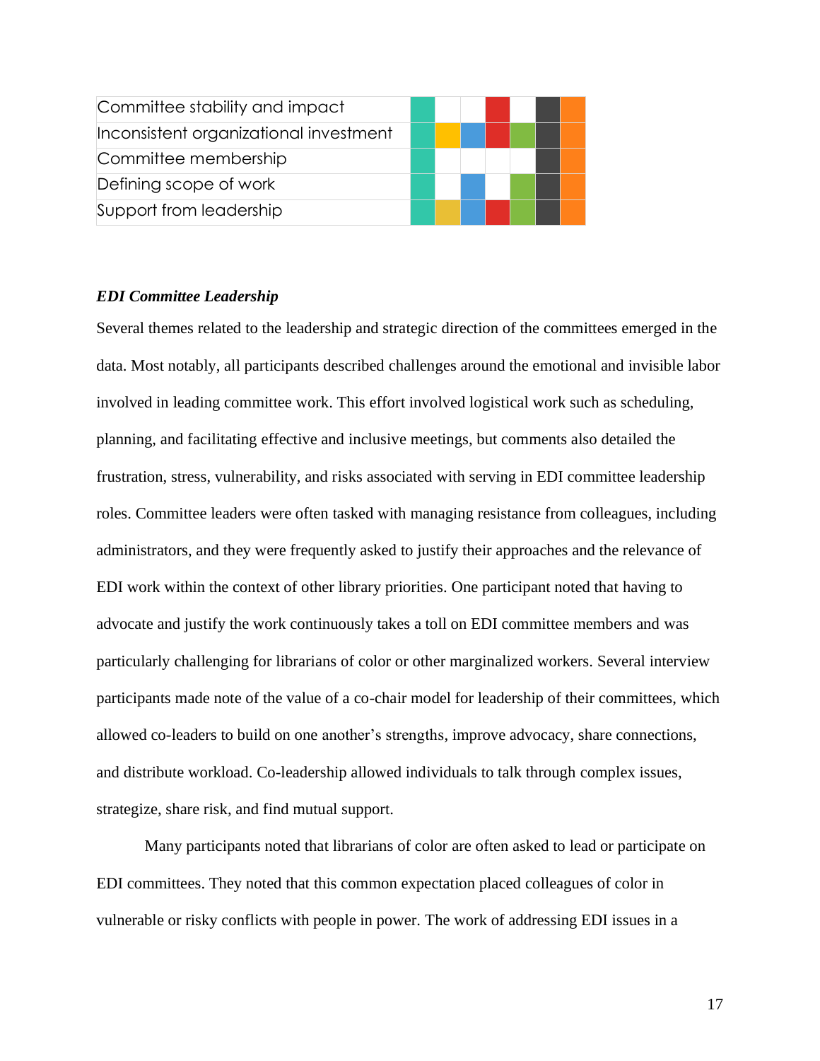| | | | | | | | |
|---|---|---|---|---|---|---|---|
| Committee stability and impact | ■ | | | ■ | | ■ | ■ |
| Inconsistent organizational investment | ■ | ■ | ■ | ■ | ■ | ■ | ■ |
| Committee membership | ■ | | | | | ■ | ■ |
| Defining scope of work | ■ | | ■ | | ■ | ■ | ■ |
| Support from leadership | ■ | ■ | ■ | ■ | ■ | ■ | ■ |

### *EDI Committee Leadership*

Several themes related to the leadership and strategic direction of the committees emerged in the data. Most notably, all participants described challenges around the emotional and invisible labor involved in leading committee work. This effort involved logistical work such as scheduling, planning, and facilitating effective and inclusive meetings, but comments also detailed the frustration, stress, vulnerability, and risks associated with serving in EDI committee leadership roles. Committee leaders were often tasked with managing resistance from colleagues, including administrators, and they were frequently asked to justify their approaches and the relevance of EDI work within the context of other library priorities. One participant noted that having to advocate and justify the work continuously takes a toll on EDI committee members and was particularly challenging for librarians of color or other marginalized workers. Several interview participants made note of the value of a co-chair model for leadership of their committees, which allowed co-leaders to build on one another's strengths, improve advocacy, share connections, and distribute workload. Co-leadership allowed individuals to talk through complex issues, strategize, share risk, and find mutual support.

Many participants noted that librarians of color are often asked to lead or participate on EDI committees. They noted that this common expectation placed colleagues of color in vulnerable or risky conflicts with people in power. The work of addressing EDI issues in a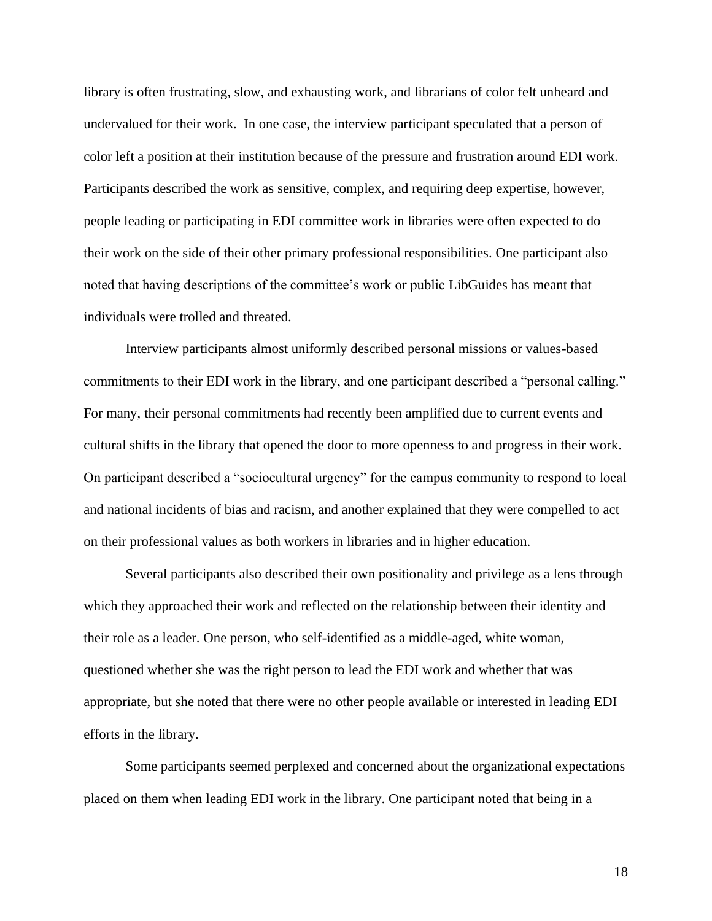library is often frustrating, slow, and exhausting work, and librarians of color felt unheard and undervalued for their work.  In one case, the interview participant speculated that a person of color left a position at their institution because of the pressure and frustration around EDI work. Participants described the work as sensitive, complex, and requiring deep expertise, however, people leading or participating in EDI committee work in libraries were often expected to do their work on the side of their other primary professional responsibilities. One participant also noted that having descriptions of the committee's work or public LibGuides has meant that individuals were trolled and threated.

Interview participants almost uniformly described personal missions or values-based commitments to their EDI work in the library, and one participant described a "personal calling." For many, their personal commitments had recently been amplified due to current events and cultural shifts in the library that opened the door to more openness to and progress in their work. On participant described a "sociocultural urgency" for the campus community to respond to local and national incidents of bias and racism, and another explained that they were compelled to act on their professional values as both workers in libraries and in higher education.

Several participants also described their own positionality and privilege as a lens through which they approached their work and reflected on the relationship between their identity and their role as a leader. One person, who self-identified as a middle-aged, white woman, questioned whether she was the right person to lead the EDI work and whether that was appropriate, but she noted that there were no other people available or interested in leading EDI efforts in the library.

Some participants seemed perplexed and concerned about the organizational expectations placed on them when leading EDI work in the library. One participant noted that being in a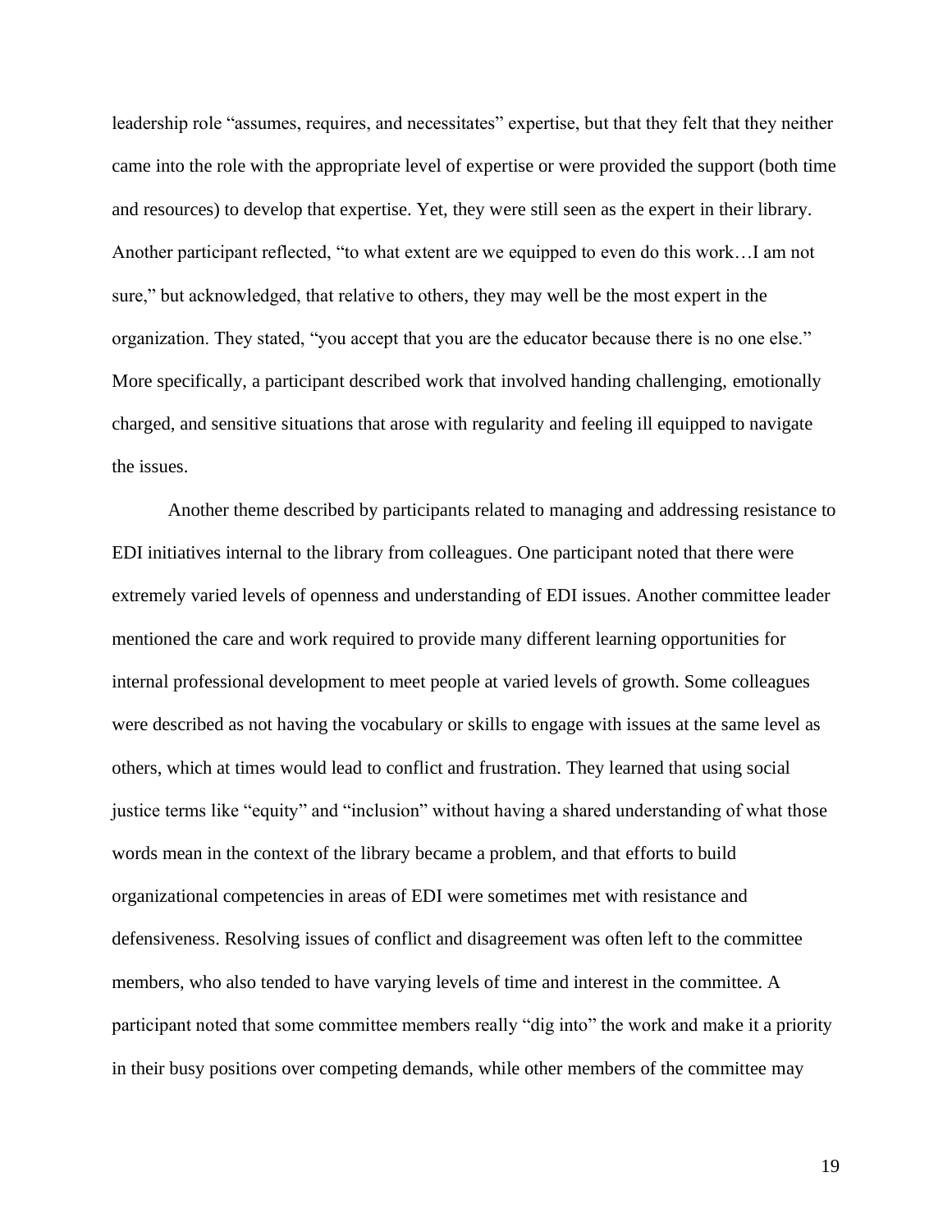leadership role "assumes, requires, and necessitates" expertise, but that they felt that they neither came into the role with the appropriate level of expertise or were provided the support (both time and resources) to develop that expertise. Yet, they were still seen as the expert in their library. Another participant reflected, "to what extent are we equipped to even do this work…I am not sure," but acknowledged, that relative to others, they may well be the most expert in the organization. They stated, "you accept that you are the educator because there is no one else." More specifically, a participant described work that involved handing challenging, emotionally charged, and sensitive situations that arose with regularity and feeling ill equipped to navigate the issues.

Another theme described by participants related to managing and addressing resistance to EDI initiatives internal to the library from colleagues. One participant noted that there were extremely varied levels of openness and understanding of EDI issues. Another committee leader mentioned the care and work required to provide many different learning opportunities for internal professional development to meet people at varied levels of growth. Some colleagues were described as not having the vocabulary or skills to engage with issues at the same level as others, which at times would lead to conflict and frustration. They learned that using social justice terms like "equity" and "inclusion" without having a shared understanding of what those words mean in the context of the library became a problem, and that efforts to build organizational competencies in areas of EDI were sometimes met with resistance and defensiveness. Resolving issues of conflict and disagreement was often left to the committee members, who also tended to have varying levels of time and interest in the committee. A participant noted that some committee members really "dig into" the work and make it a priority in their busy positions over competing demands, while other members of the committee may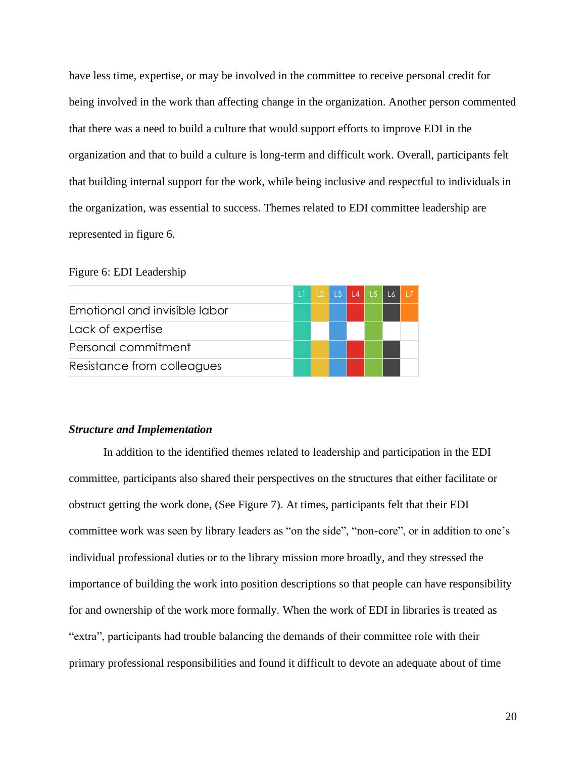have less time, expertise, or may be involved in the committee to receive personal credit for being involved in the work than affecting change in the organization. Another person commented that there was a need to build a culture that would support efforts to improve EDI in the organization and that to build a culture is long-term and difficult work. Overall, participants felt that building internal support for the work, while being inclusive and respectful to individuals in the organization, was essential to success. Themes related to EDI committee leadership are represented in figure 6.

Figure 6: EDI Leadership

| | L1 | L2 | L3 | L4 | L5 | L6 | L7 |
|---|---|---|---|---|---|---|---|
| Emotional and invisible labor | X | X | X | X | X | X | X |
| Lack of expertise | X | | X | | X | | |
| Personal commitment | X | X | X | X | X | X | |
| Resistance from colleagues | X | X | X | X | X | X | |

### ***Structure and Implementation***

In addition to the identified themes related to leadership and participation in the EDI committee, participants also shared their perspectives on the structures that either facilitate or obstruct getting the work done, (See Figure 7). At times, participants felt that their EDI committee work was seen by library leaders as "on the side", "non-core", or in addition to one's individual professional duties or to the library mission more broadly, and they stressed the importance of building the work into position descriptions so that people can have responsibility for and ownership of the work more formally. When the work of EDI in libraries is treated as "extra", participants had trouble balancing the demands of their committee role with their primary professional responsibilities and found it difficult to devote an adequate about of time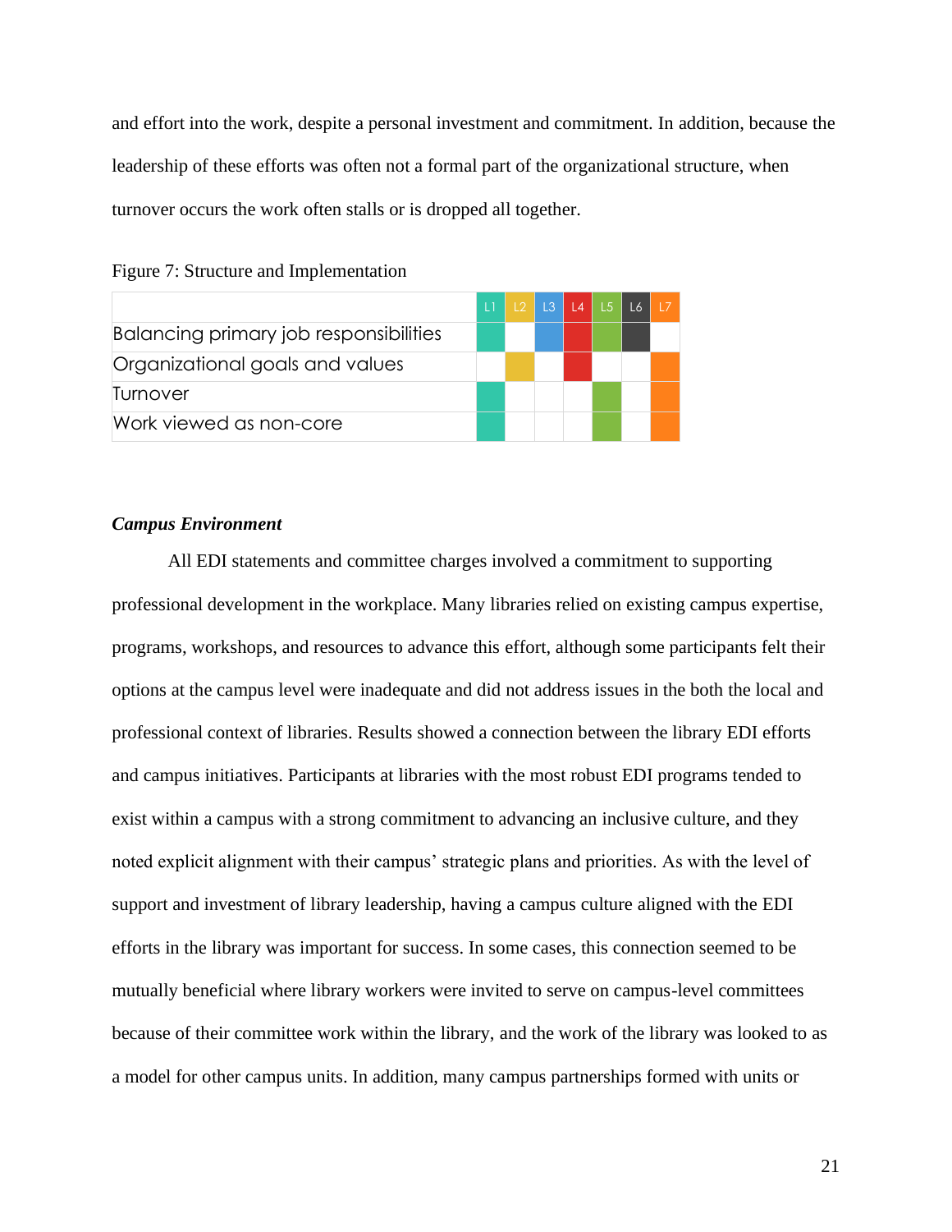and effort into the work, despite a personal investment and commitment. In addition, because the leadership of these efforts was often not a formal part of the organizational structure, when turnover occurs the work often stalls or is dropped all together.

Figure 7: Structure and Implementation

| | L1 | L2 | L3 | L4 | L5 | L6 | L7 |
|---|---|---|---|---|---|---|---|
| Balancing primary job responsibilities | X | | X | X | X | X | |
| Organizational goals and values | | X | | X | | | X |
| Turnover | X | | | | X | | X |
| Work viewed as non-core | X | | | | X | | X |

### *Campus Environment*

All EDI statements and committee charges involved a commitment to supporting professional development in the workplace. Many libraries relied on existing campus expertise, programs, workshops, and resources to advance this effort, although some participants felt their options at the campus level were inadequate and did not address issues in the both the local and professional context of libraries. Results showed a connection between the library EDI efforts and campus initiatives. Participants at libraries with the most robust EDI programs tended to exist within a campus with a strong commitment to advancing an inclusive culture, and they noted explicit alignment with their campus' strategic plans and priorities. As with the level of support and investment of library leadership, having a campus culture aligned with the EDI efforts in the library was important for success. In some cases, this connection seemed to be mutually beneficial where library workers were invited to serve on campus-level committees because of their committee work within the library, and the work of the library was looked to as a model for other campus units. In addition, many campus partnerships formed with units or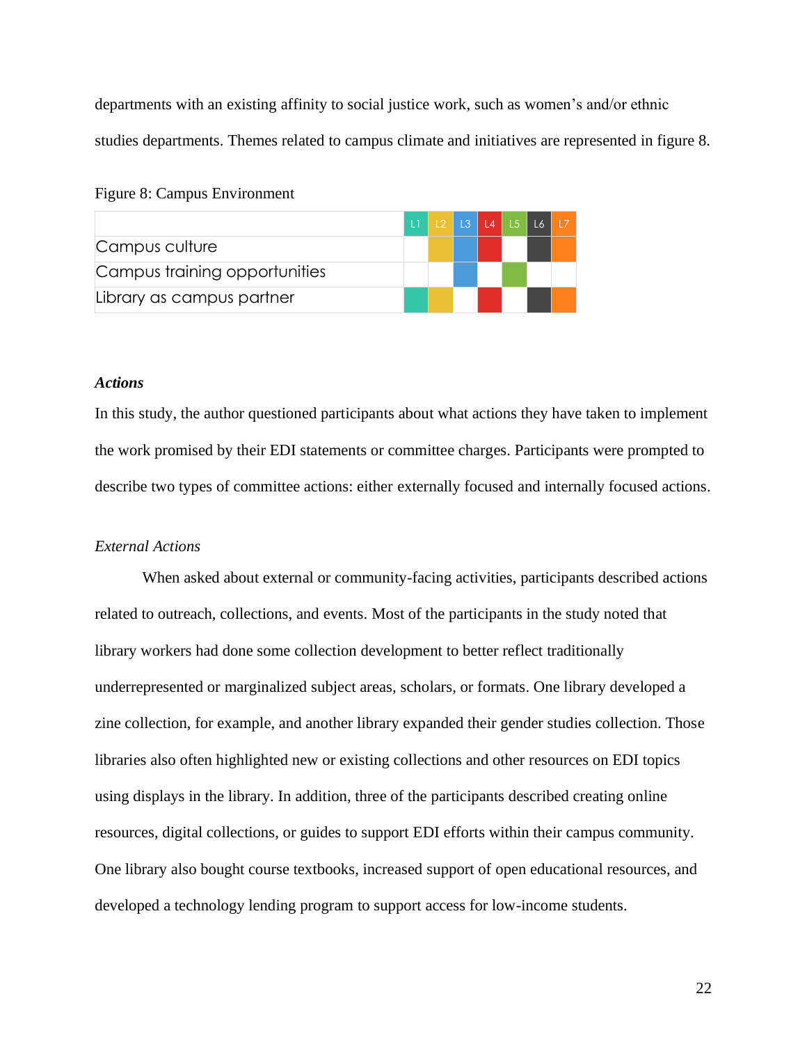departments with an existing affinity to social justice work, such as women's and/or ethnic studies departments. Themes related to campus climate and initiatives are represented in figure 8.

Figure 8: Campus Environment

| | L1 | L2 | L3 | L4 | L5 | L6 | L7 |
|---|---|---|---|---|---|---|---|
| Campus culture | | X | X | X | | X | X |
| Campus training opportunities | | | X | | X | | |
| Library as campus partner | X | X | | X | | X | X |

### *Actions*

In this study, the author questioned participants about what actions they have taken to implement the work promised by their EDI statements or committee charges. Participants were prompted to describe two types of committee actions: either externally focused and internally focused actions.

#### *External Actions*

When asked about external or community-facing activities, participants described actions related to outreach, collections, and events. Most of the participants in the study noted that library workers had done some collection development to better reflect traditionally underrepresented or marginalized subject areas, scholars, or formats. One library developed a zine collection, for example, and another library expanded their gender studies collection. Those libraries also often highlighted new or existing collections and other resources on EDI topics using displays in the library. In addition, three of the participants described creating online resources, digital collections, or guides to support EDI efforts within their campus community. One library also bought course textbooks, increased support of open educational resources, and developed a technology lending program to support access for low-income students.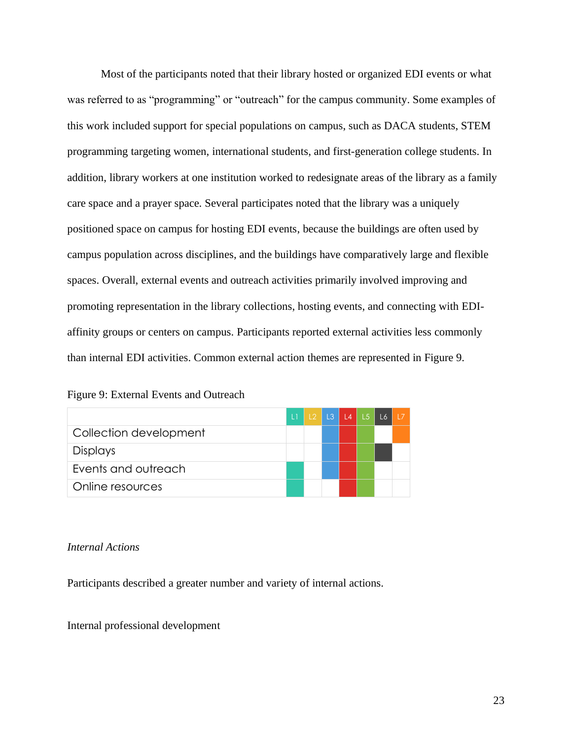Most of the participants noted that their library hosted or organized EDI events or what was referred to as "programming" or "outreach" for the campus community. Some examples of this work included support for special populations on campus, such as DACA students, STEM programming targeting women, international students, and first-generation college students. In addition, library workers at one institution worked to redesignate areas of the library as a family care space and a prayer space. Several participates noted that the library was a uniquely positioned space on campus for hosting EDI events, because the buildings are often used by campus population across disciplines, and the buildings have comparatively large and flexible spaces. Overall, external events and outreach activities primarily involved improving and promoting representation in the library collections, hosting events, and connecting with EDI-affinity groups or centers on campus. Participants reported external activities less commonly than internal EDI activities. Common external action themes are represented in Figure 9.

Figure 9: External Events and Outreach

| | L1 | L2 | L3 | L4 | L5 | L6 | L7 |
|---|---|---|---|---|---|---|---|
| Collection development | | | ■ | ■ | ■ | | ■ |
| Displays | | | ■ | ■ | ■ | ■ | |
| Events and outreach | ■ | | ■ | ■ | ■ | | |
| Online resources | ■ | | | ■ | ■ | | |

*Internal Actions*

Participants described a greater number and variety of internal actions.

Internal professional development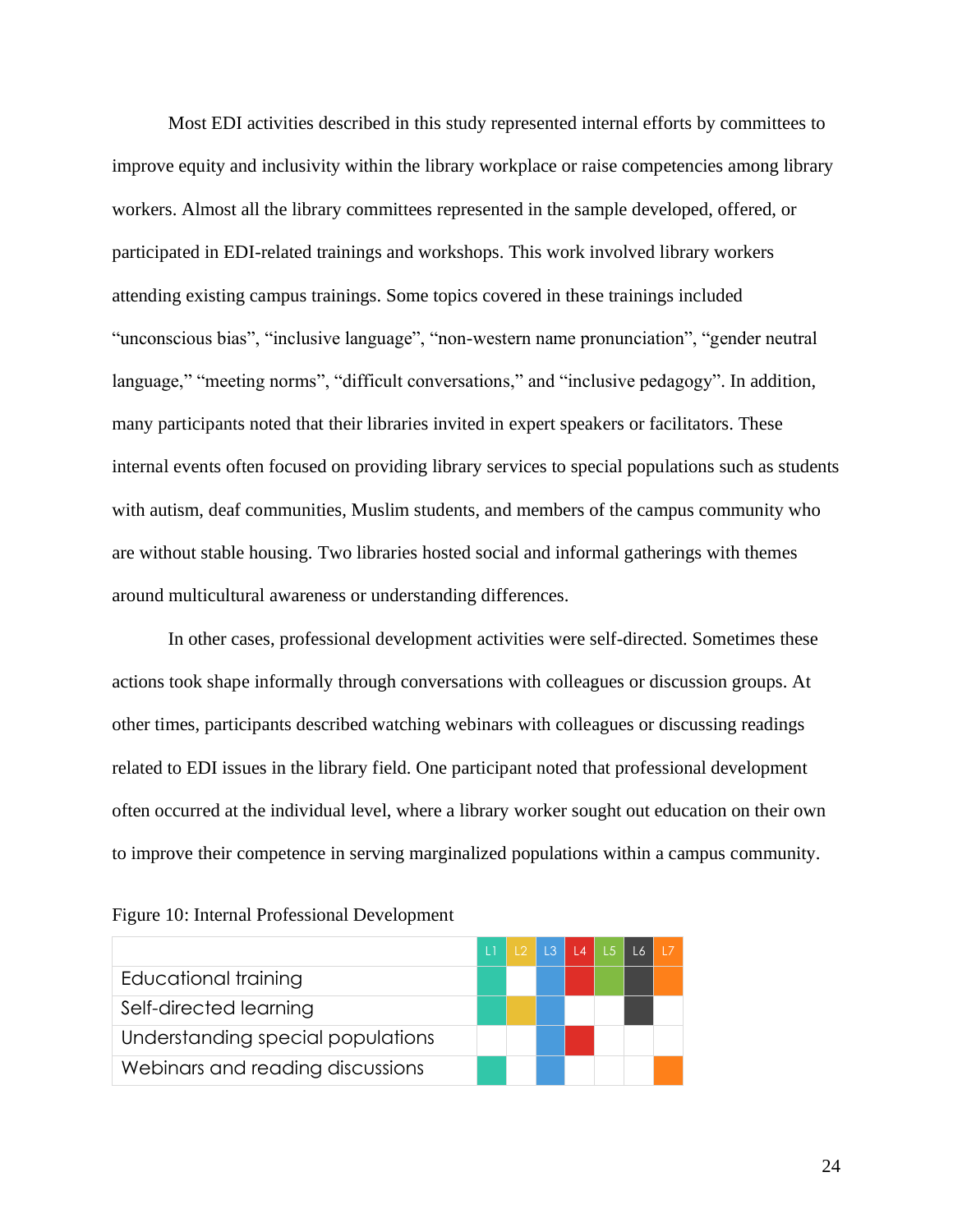Most EDI activities described in this study represented internal efforts by committees to improve equity and inclusivity within the library workplace or raise competencies among library workers. Almost all the library committees represented in the sample developed, offered, or participated in EDI-related trainings and workshops. This work involved library workers attending existing campus trainings. Some topics covered in these trainings included "unconscious bias", "inclusive language", "non-western name pronunciation", "gender neutral language," "meeting norms", "difficult conversations," and "inclusive pedagogy". In addition, many participants noted that their libraries invited in expert speakers or facilitators. These internal events often focused on providing library services to special populations such as students with autism, deaf communities, Muslim students, and members of the campus community who are without stable housing. Two libraries hosted social and informal gatherings with themes around multicultural awareness or understanding differences.

In other cases, professional development activities were self-directed. Sometimes these actions took shape informally through conversations with colleagues or discussion groups. At other times, participants described watching webinars with colleagues or discussing readings related to EDI issues in the library field. One participant noted that professional development often occurred at the individual level, where a library worker sought out education on their own to improve their competence in serving marginalized populations within a campus community.

Figure 10: Internal Professional Development

| | L1 | L2 | L3 | L4 | L5 | L6 | L7 |
|---|---|---|---|---|---|---|---|
| Educational training | X | | X | X | X | X | X |
| Self-directed learning | X | X | X | | | X | |
| Understanding special populations | | | X | X | | | |
| Webinars and reading discussions | X | | X | | | | X |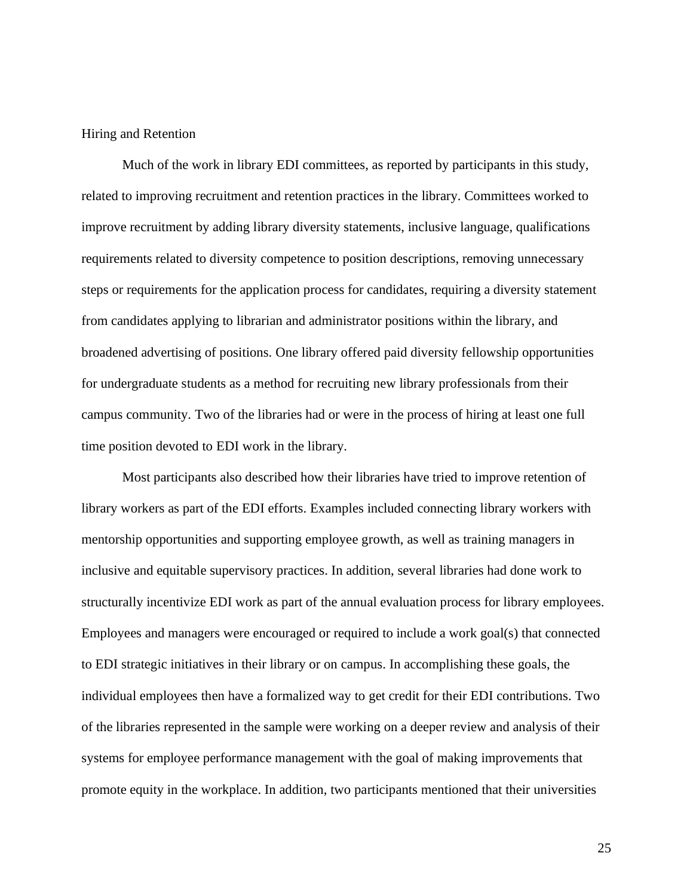## Hiring and Retention

Much of the work in library EDI committees, as reported by participants in this study, related to improving recruitment and retention practices in the library. Committees worked to improve recruitment by adding library diversity statements, inclusive language, qualifications requirements related to diversity competence to position descriptions, removing unnecessary steps or requirements for the application process for candidates, requiring a diversity statement from candidates applying to librarian and administrator positions within the library, and broadened advertising of positions. One library offered paid diversity fellowship opportunities for undergraduate students as a method for recruiting new library professionals from their campus community. Two of the libraries had or were in the process of hiring at least one full time position devoted to EDI work in the library.

Most participants also described how their libraries have tried to improve retention of library workers as part of the EDI efforts. Examples included connecting library workers with mentorship opportunities and supporting employee growth, as well as training managers in inclusive and equitable supervisory practices. In addition, several libraries had done work to structurally incentivize EDI work as part of the annual evaluation process for library employees. Employees and managers were encouraged or required to include a work goal(s) that connected to EDI strategic initiatives in their library or on campus. In accomplishing these goals, the individual employees then have a formalized way to get credit for their EDI contributions. Two of the libraries represented in the sample were working on a deeper review and analysis of their systems for employee performance management with the goal of making improvements that promote equity in the workplace. In addition, two participants mentioned that their universities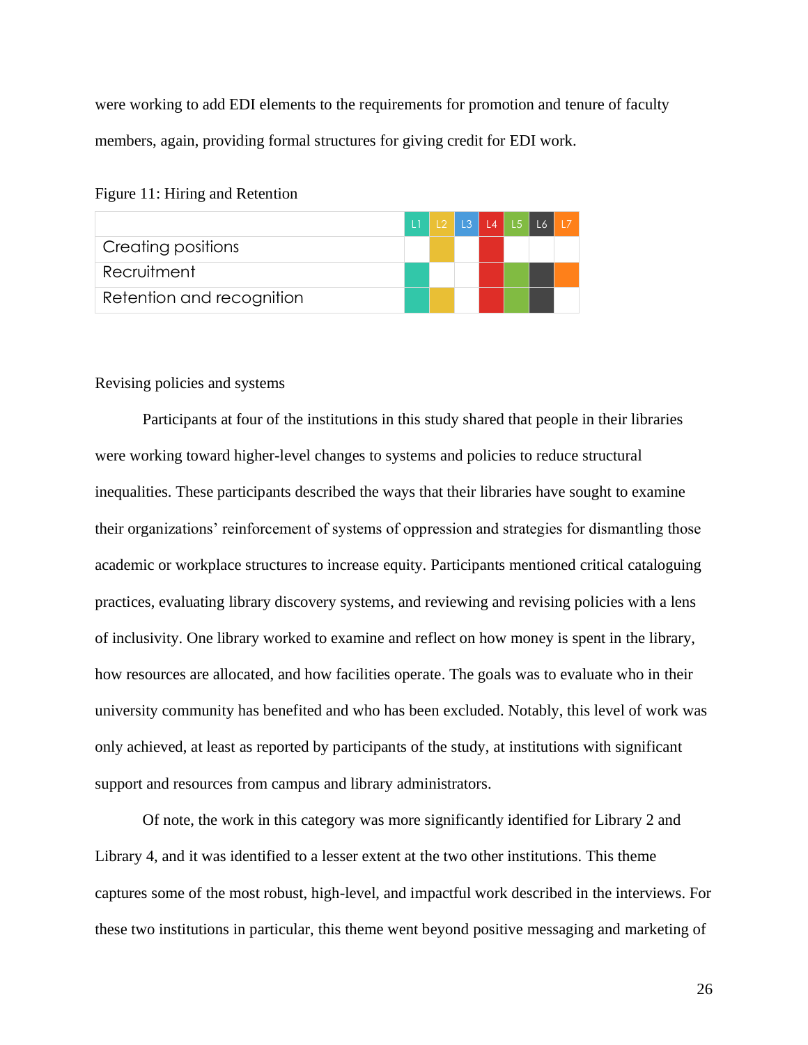were working to add EDI elements to the requirements for promotion and tenure of faculty members, again, providing formal structures for giving credit for EDI work.

Figure 11: Hiring and Retention

| | L1 | L2 | L3 | L4 | L5 | L6 | L7 |
|---|---|---|---|---|---|---|---|
| Creating positions | | X | | X | | | |
| Recruitment | X | | | X | X | X | X |
| Retention and recognition | X | X | | X | X | X | |

Revising policies and systems

Participants at four of the institutions in this study shared that people in their libraries were working toward higher-level changes to systems and policies to reduce structural inequalities. These participants described the ways that their libraries have sought to examine their organizations' reinforcement of systems of oppression and strategies for dismantling those academic or workplace structures to increase equity. Participants mentioned critical cataloguing practices, evaluating library discovery systems, and reviewing and revising policies with a lens of inclusivity. One library worked to examine and reflect on how money is spent in the library, how resources are allocated, and how facilities operate. The goals was to evaluate who in their university community has benefited and who has been excluded. Notably, this level of work was only achieved, at least as reported by participants of the study, at institutions with significant support and resources from campus and library administrators.

Of note, the work in this category was more significantly identified for Library 2 and Library 4, and it was identified to a lesser extent at the two other institutions. This theme captures some of the most robust, high-level, and impactful work described in the interviews. For these two institutions in particular, this theme went beyond positive messaging and marketing of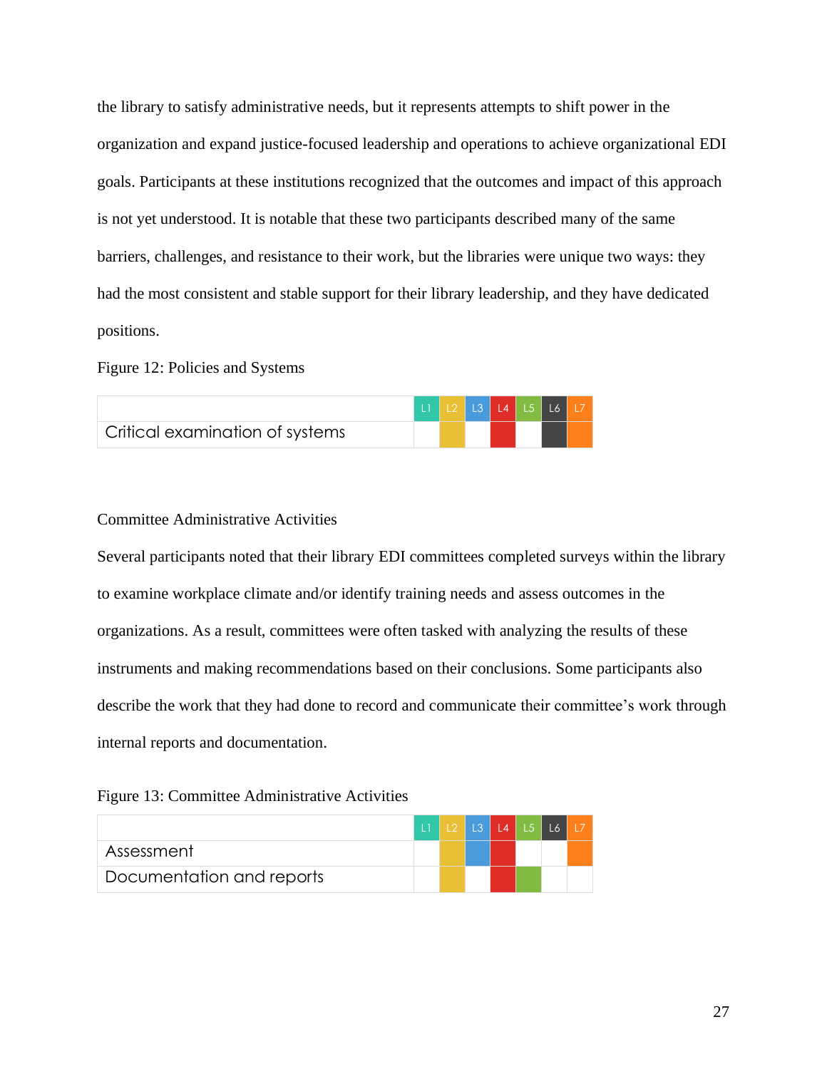the library to satisfy administrative needs, but it represents attempts to shift power in the organization and expand justice-focused leadership and operations to achieve organizational EDI goals. Participants at these institutions recognized that the outcomes and impact of this approach is not yet understood. It is notable that these two participants described many of the same barriers, challenges, and resistance to their work, but the libraries were unique two ways: they had the most consistent and stable support for their library leadership, and they have dedicated positions.

Figure 12: Policies and Systems

| | L1 | L2 | L3 | L4 | L5 | L6 | L7 |
|---|---|---|---|---|---|---|---|
| Critical examination of systems | | ● | | ● | | ● | ● |

### Committee Administrative Activities

Several participants noted that their library EDI committees completed surveys within the library to examine workplace climate and/or identify training needs and assess outcomes in the organizations. As a result, committees were often tasked with analyzing the results of these instruments and making recommendations based on their conclusions. Some participants also describe the work that they had done to record and communicate their committee's work through internal reports and documentation.

Figure 13: Committee Administrative Activities

| | L1 | L2 | L3 | L4 | L5 | L6 | L7 |
|---|---|---|---|---|---|---|---|
| Assessment | | ● | ● | ● | | | ● |
| Documentation and reports | | ● | | ● | ● | | |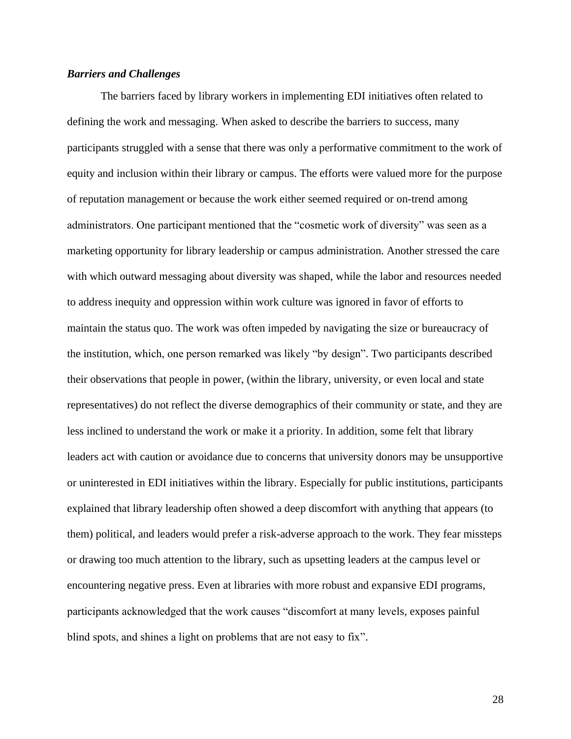### ***Barriers and Challenges***

The barriers faced by library workers in implementing EDI initiatives often related to defining the work and messaging. When asked to describe the barriers to success, many participants struggled with a sense that there was only a performative commitment to the work of equity and inclusion within their library or campus. The efforts were valued more for the purpose of reputation management or because the work either seemed required or on-trend among administrators. One participant mentioned that the "cosmetic work of diversity" was seen as a marketing opportunity for library leadership or campus administration. Another stressed the care with which outward messaging about diversity was shaped, while the labor and resources needed to address inequity and oppression within work culture was ignored in favor of efforts to maintain the status quo. The work was often impeded by navigating the size or bureaucracy of the institution, which, one person remarked was likely "by design". Two participants described their observations that people in power, (within the library, university, or even local and state representatives) do not reflect the diverse demographics of their community or state, and they are less inclined to understand the work or make it a priority. In addition, some felt that library leaders act with caution or avoidance due to concerns that university donors may be unsupportive or uninterested in EDI initiatives within the library. Especially for public institutions, participants explained that library leadership often showed a deep discomfort with anything that appears (to them) political, and leaders would prefer a risk-adverse approach to the work. They fear missteps or drawing too much attention to the library, such as upsetting leaders at the campus level or encountering negative press. Even at libraries with more robust and expansive EDI programs, participants acknowledged that the work causes "discomfort at many levels, exposes painful blind spots, and shines a light on problems that are not easy to fix".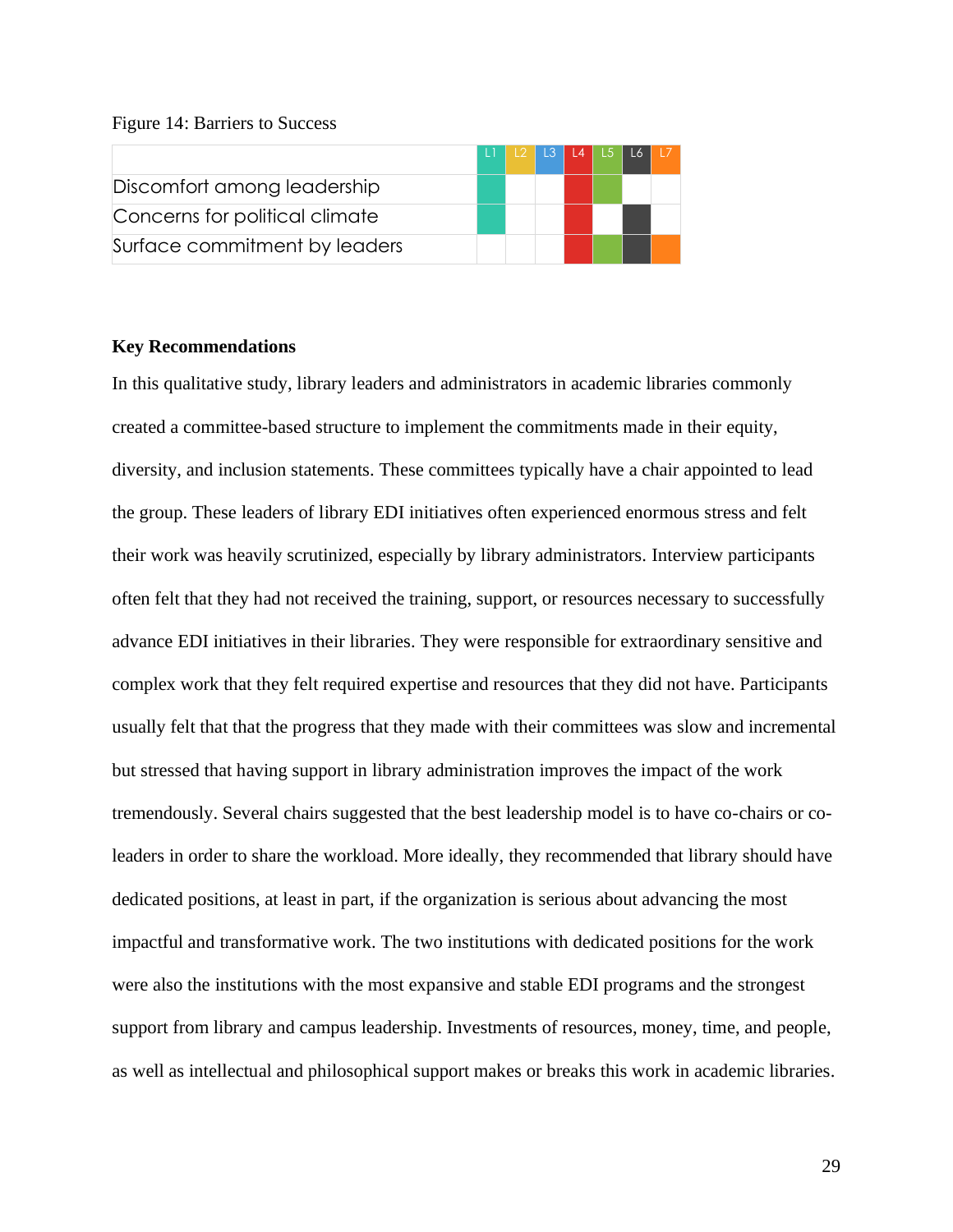Figure 14: Barriers to Success

| | L1 | L2 | L3 | L4 | L5 | L6 | L7 |
|---|---|---|---|---|---|---|---|
| Discomfort among leadership | X | | | X | X | | |
| Concerns for political climate | X | | | X | | X | |
| Surface commitment by leaders | | | | X | X | X | X |

**Key Recommendations**

In this qualitative study, library leaders and administrators in academic libraries commonly created a committee-based structure to implement the commitments made in their equity, diversity, and inclusion statements. These committees typically have a chair appointed to lead the group. These leaders of library EDI initiatives often experienced enormous stress and felt their work was heavily scrutinized, especially by library administrators. Interview participants often felt that they had not received the training, support, or resources necessary to successfully advance EDI initiatives in their libraries. They were responsible for extraordinary sensitive and complex work that they felt required expertise and resources that they did not have. Participants usually felt that that the progress that they made with their committees was slow and incremental but stressed that having support in library administration improves the impact of the work tremendously. Several chairs suggested that the best leadership model is to have co-chairs or co-leaders in order to share the workload. More ideally, they recommended that library should have dedicated positions, at least in part, if the organization is serious about advancing the most impactful and transformative work. The two institutions with dedicated positions for the work were also the institutions with the most expansive and stable EDI programs and the strongest support from library and campus leadership. Investments of resources, money, time, and people, as well as intellectual and philosophical support makes or breaks this work in academic libraries.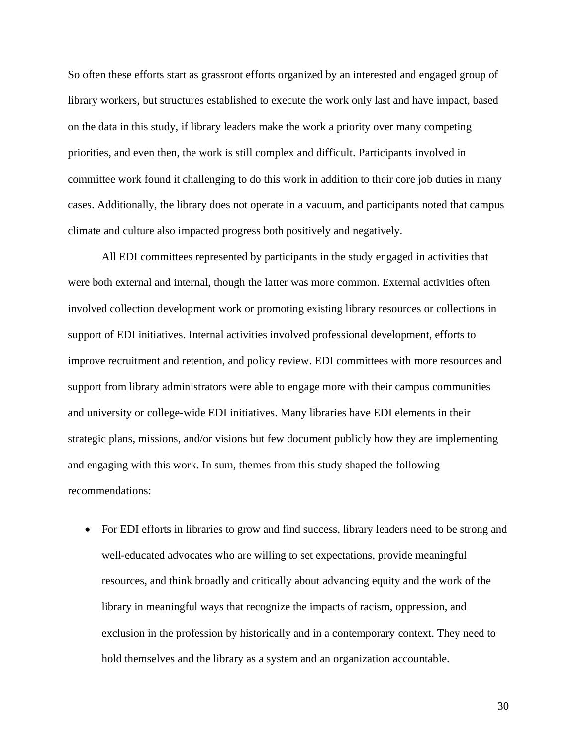So often these efforts start as grassroot efforts organized by an interested and engaged group of library workers, but structures established to execute the work only last and have impact, based on the data in this study, if library leaders make the work a priority over many competing priorities, and even then, the work is still complex and difficult. Participants involved in committee work found it challenging to do this work in addition to their core job duties in many cases. Additionally, the library does not operate in a vacuum, and participants noted that campus climate and culture also impacted progress both positively and negatively.

All EDI committees represented by participants in the study engaged in activities that were both external and internal, though the latter was more common. External activities often involved collection development work or promoting existing library resources or collections in support of EDI initiatives. Internal activities involved professional development, efforts to improve recruitment and retention, and policy review. EDI committees with more resources and support from library administrators were able to engage more with their campus communities and university or college-wide EDI initiatives. Many libraries have EDI elements in their strategic plans, missions, and/or visions but few document publicly how they are implementing and engaging with this work. In sum, themes from this study shaped the following recommendations:

- For EDI efforts in libraries to grow and find success, library leaders need to be strong and well-educated advocates who are willing to set expectations, provide meaningful resources, and think broadly and critically about advancing equity and the work of the library in meaningful ways that recognize the impacts of racism, oppression, and exclusion in the profession by historically and in a contemporary context. They need to hold themselves and the library as a system and an organization accountable.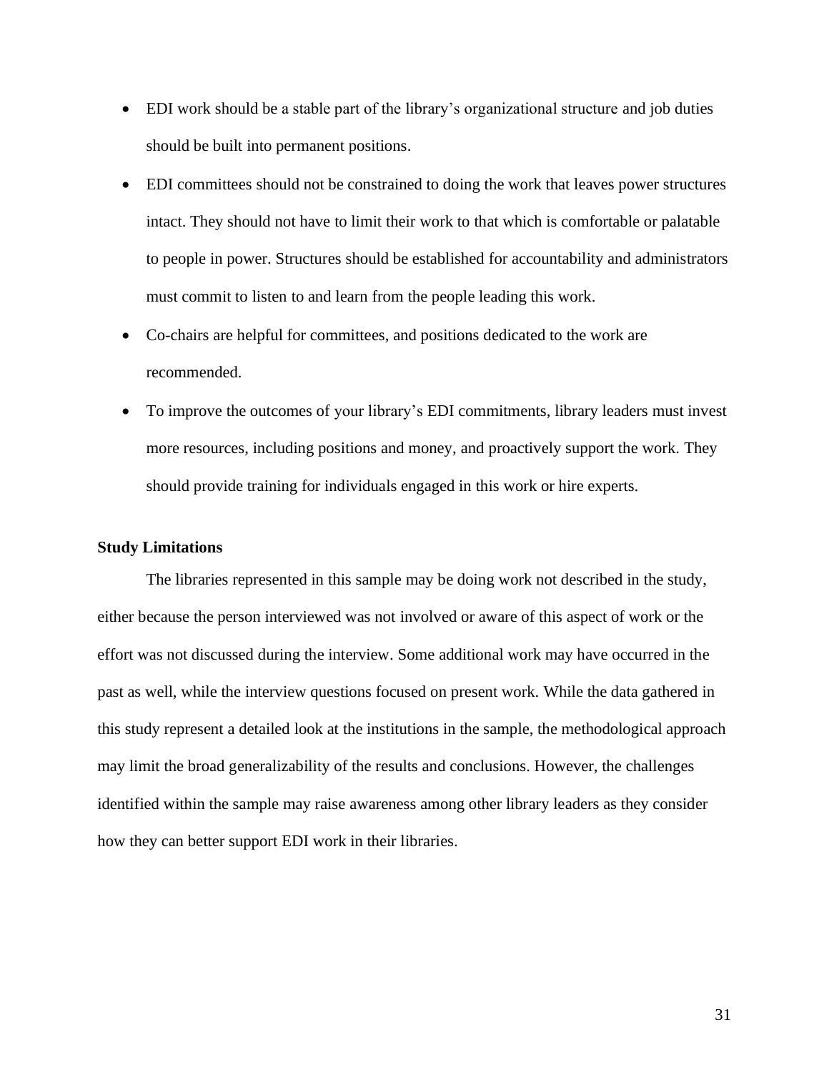- EDI work should be a stable part of the library's organizational structure and job duties should be built into permanent positions.
- EDI committees should not be constrained to doing the work that leaves power structures intact. They should not have to limit their work to that which is comfortable or palatable to people in power. Structures should be established for accountability and administrators must commit to listen to and learn from the people leading this work.
- Co-chairs are helpful for committees, and positions dedicated to the work are recommended.
- To improve the outcomes of your library's EDI commitments, library leaders must invest more resources, including positions and money, and proactively support the work. They should provide training for individuals engaged in this work or hire experts.

**Study Limitations**

The libraries represented in this sample may be doing work not described in the study, either because the person interviewed was not involved or aware of this aspect of work or the effort was not discussed during the interview. Some additional work may have occurred in the past as well, while the interview questions focused on present work. While the data gathered in this study represent a detailed look at the institutions in the sample, the methodological approach may limit the broad generalizability of the results and conclusions. However, the challenges identified within the sample may raise awareness among other library leaders as they consider how they can better support EDI work in their libraries.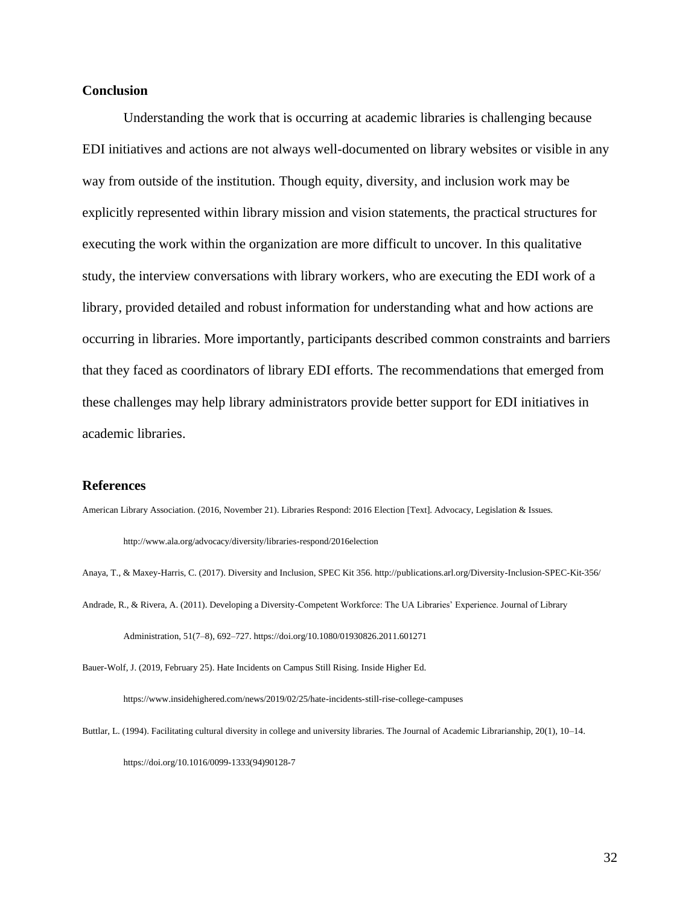## Conclusion

Understanding the work that is occurring at academic libraries is challenging because EDI initiatives and actions are not always well-documented on library websites or visible in any way from outside of the institution. Though equity, diversity, and inclusion work may be explicitly represented within library mission and vision statements, the practical structures for executing the work within the organization are more difficult to uncover. In this qualitative study, the interview conversations with library workers, who are executing the EDI work of a library, provided detailed and robust information for understanding what and how actions are occurring in libraries. More importantly, participants described common constraints and barriers that they faced as coordinators of library EDI efforts. The recommendations that emerged from these challenges may help library administrators provide better support for EDI initiatives in academic libraries.

## References

American Library Association. (2016, November 21). Libraries Respond: 2016 Election [Text]. Advocacy, Legislation & Issues. http://www.ala.org/advocacy/diversity/libraries-respond/2016election

Anaya, T., & Maxey-Harris, C. (2017). Diversity and Inclusion, SPEC Kit 356. http://publications.arl.org/Diversity-Inclusion-SPEC-Kit-356/

Andrade, R., & Rivera, A. (2011). Developing a Diversity-Competent Workforce: The UA Libraries' Experience. Journal of Library Administration, 51(7–8), 692–727. https://doi.org/10.1080/01930826.2011.601271

Bauer-Wolf, J. (2019, February 25). Hate Incidents on Campus Still Rising. Inside Higher Ed. https://www.insidehighered.com/news/2019/02/25/hate-incidents-still-rise-college-campuses

Buttlar, L. (1994). Facilitating cultural diversity in college and university libraries. The Journal of Academic Librarianship, 20(1), 10–14. https://doi.org/10.1016/0099-1333(94)90128-7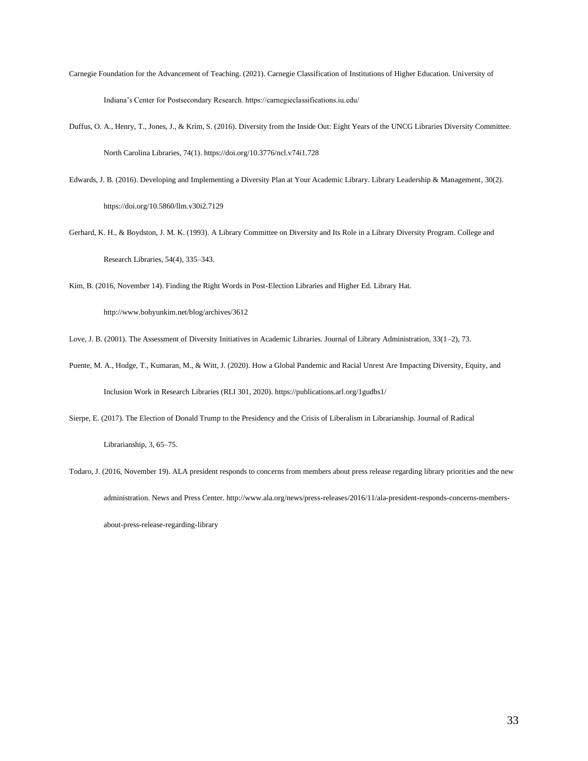Carnegie Foundation for the Advancement of Teaching. (2021). Carnegie Classification of Institutions of Higher Education. University of Indiana's Center for Postsecondary Research. https://carnegieclassifications.iu.edu/

Duffus, O. A., Henry, T., Jones, J., & Krim, S. (2016). Diversity from the Inside Out: Eight Years of the UNCG Libraries Diversity Committee. North Carolina Libraries, 74(1). https://doi.org/10.3776/ncl.v74i1.728

Edwards, J. B. (2016). Developing and Implementing a Diversity Plan at Your Academic Library. Library Leadership & Management, 30(2). https://doi.org/10.5860/llm.v30i2.7129

Gerhard, K. H., & Boydston, J. M. K. (1993). A Library Committee on Diversity and Its Role in a Library Diversity Program. College and Research Libraries, 54(4), 335–343.

Kim, B. (2016, November 14). Finding the Right Words in Post-Election Libraries and Higher Ed. Library Hat. http://www.bohyunkim.net/blog/archives/3612

Love, J. B. (2001). The Assessment of Diversity Initiatives in Academic Libraries. Journal of Library Administration, 33(1–2), 73.

Puente, M. A., Hodge, T., Kumaran, M., & Witt, J. (2020). How a Global Pandemic and Racial Unrest Are Impacting Diversity, Equity, and Inclusion Work in Research Libraries (RLI 301, 2020). https://publications.arl.org/1gudbs1/

Sierpe, E. (2017). The Election of Donald Trump to the Presidency and the Crisis of Liberalism in Librarianship. Journal of Radical Librarianship, 3, 65–75.

Todaro, J. (2016, November 19). ALA president responds to concerns from members about press release regarding library priorities and the new administration. News and Press Center. http://www.ala.org/news/press-releases/2016/11/ala-president-responds-concerns-members-about-press-release-regarding-library